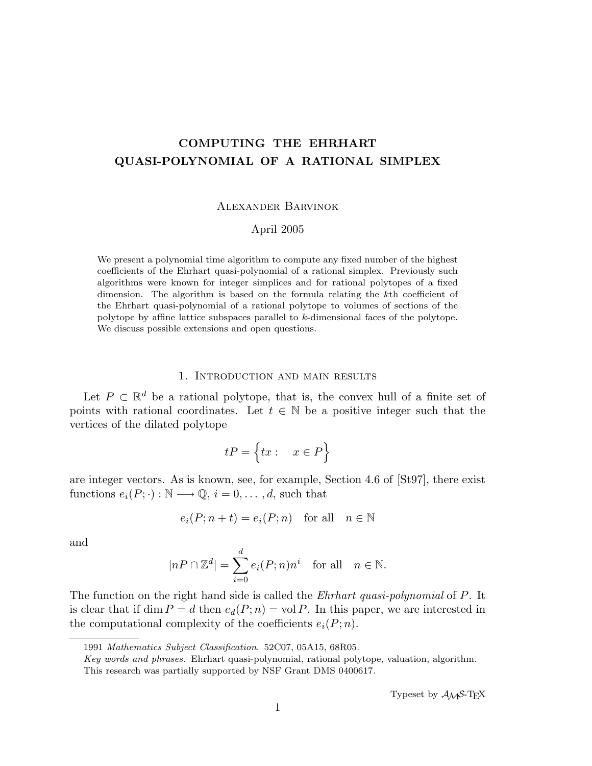# COMPUTING THE EHRHART QUASI-POLYNOMIAL OF A RATIONAL SIMPLEX

Alexander Barvinok

April 2005

We present a polynomial time algorithm to compute any fixed number of the highest coefficients of the Ehrhart quasi-polynomial of a rational simplex. Previously such algorithms were known for integer simplices and for rational polytopes of a fixed dimension. The algorithm is based on the formula relating the $k$th coefficient of the Ehrhart quasi-polynomial of a rational polytope to volumes of sections of the polytope by affine lattice subspaces parallel to $k$-dimensional faces of the polytope. We discuss possible extensions and open questions.

## 1. Introduction and main results

Let $P \subset \mathbb{R}^d$ be a rational polytope, that is, the convex hull of a finite set of points with rational coordinates. Let $t \in \mathbb{N}$ be a positive integer such that the vertices of the dilated polytope

$$tP = \Big\{ tx : \quad x \in P \Big\}$$

are integer vectors. As is known, see, for example, Section 4.6 of [St97], there exist functions $e_i(P; \cdot) : \mathbb{N} \longrightarrow \mathbb{Q}$, $i = 0, \ldots, d$, such that

$$e_i(P; n+t) = e_i(P; n) \quad \text{for all} \quad n \in \mathbb{N}$$

and

$$|nP \cap \mathbb{Z}^d| = \sum_{i=0}^{d} e_i(P; n) n^i \quad \text{for all} \quad n \in \mathbb{N}.$$

The function on the right hand side is called the *Ehrhart quasi-polynomial* of $P$. It is clear that if $\dim P = d$ then $e_d(P; n) = \operatorname{vol} P$. In this paper, we are interested in the computational complexity of the coefficients $e_i(P; n)$.

1991 *Mathematics Subject Classification*. 52C07, 05A15, 68R05.

*Key words and phrases.* Ehrhart quasi-polynomial, rational polytope, valuation, algorithm.

This research was partially supported by NSF Grant DMS 0400617.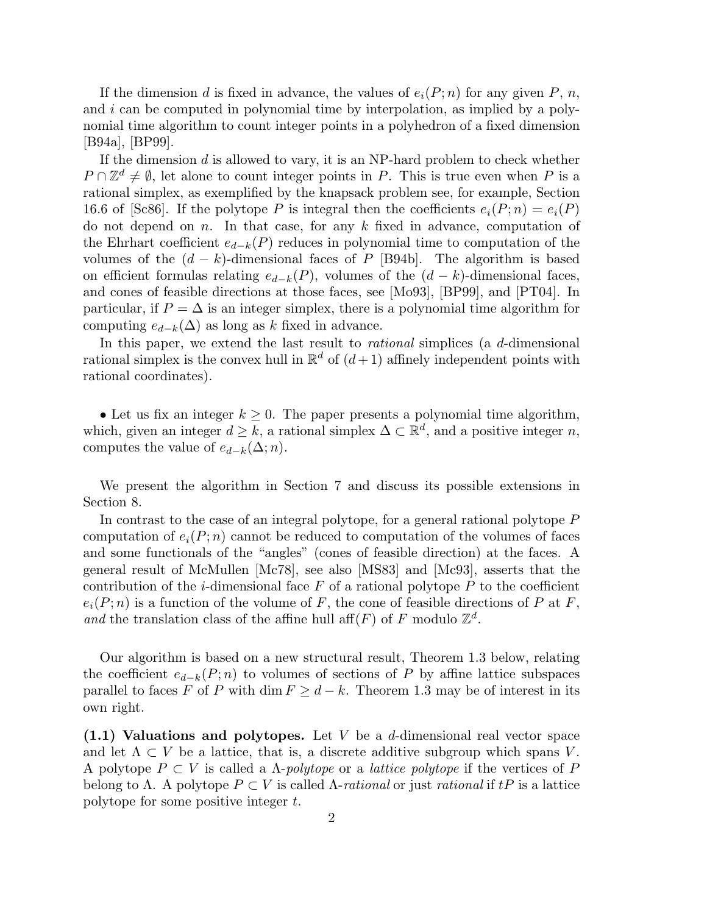If the dimension $d$ is fixed in advance, the values of $e_i(P; n)$ for any given $P$, $n$, and $i$ can be computed in polynomial time by interpolation, as implied by a polynomial time algorithm to count integer points in a polyhedron of a fixed dimension [B94a], [BP99].

If the dimension $d$ is allowed to vary, it is an NP-hard problem to check whether $P \cap \mathbb{Z}^d \neq \emptyset$, let alone to count integer points in $P$. This is true even when $P$ is a rational simplex, as exemplified by the knapsack problem see, for example, Section 16.6 of [Sc86]. If the polytope $P$ is integral then the coefficients $e_i(P; n) = e_i(P)$ do not depend on $n$. In that case, for any $k$ fixed in advance, computation of the Ehrhart coefficient $e_{d-k}(P)$ reduces in polynomial time to computation of the volumes of the $(d-k)$-dimensional faces of $P$ [B94b]. The algorithm is based on efficient formulas relating $e_{d-k}(P)$, volumes of the $(d-k)$-dimensional faces, and cones of feasible directions at those faces, see [Mo93], [BP99], and [PT04]. In particular, if $P = \Delta$ is an integer simplex, there is a polynomial time algorithm for computing $e_{d-k}(\Delta)$ as long as $k$ fixed in advance.

In this paper, we extend the last result to *rational* simplices (a $d$-dimensional rational simplex is the convex hull in $\mathbb{R}^d$ of $(d+1)$ affinely independent points with rational coordinates).

• Let us fix an integer $k \geq 0$. The paper presents a polynomial time algorithm, which, given an integer $d \geq k$, a rational simplex $\Delta \subset \mathbb{R}^d$, and a positive integer $n$, computes the value of $e_{d-k}(\Delta; n)$.

We present the algorithm in Section 7 and discuss its possible extensions in Section 8.

In contrast to the case of an integral polytope, for a general rational polytope $P$ computation of $e_i(P; n)$ cannot be reduced to computation of the volumes of faces and some functionals of the "angles" (cones of feasible direction) at the faces. A general result of McMullen [Mc78], see also [MS83] and [Mc93], asserts that the contribution of the $i$-dimensional face $F$ of a rational polytope $P$ to the coefficient $e_i(P; n)$ is a function of the volume of $F$, the cone of feasible directions of $P$ at $F$, *and* the translation class of the affine hull $\operatorname{aff}(F)$ of $F$ modulo $\mathbb{Z}^d$.

Our algorithm is based on a new structural result, Theorem 1.3 below, relating the coefficient $e_{d-k}(P; n)$ to volumes of sections of $P$ by affine lattice subspaces parallel to faces $F$ of $P$ with $\dim F \geq d-k$. Theorem 1.3 may be of interest in its own right.

**(1.1) Valuations and polytopes.** Let $V$ be a $d$-dimensional real vector space and let $\Lambda \subset V$ be a lattice, that is, a discrete additive subgroup which spans $V$. A polytope $P \subset V$ is called a $\Lambda$-*polytope* or a *lattice polytope* if the vertices of $P$ belong to $\Lambda$. A polytope $P \subset V$ is called $\Lambda$-*rational* or just *rational* if $tP$ is a lattice polytope for some positive integer $t$.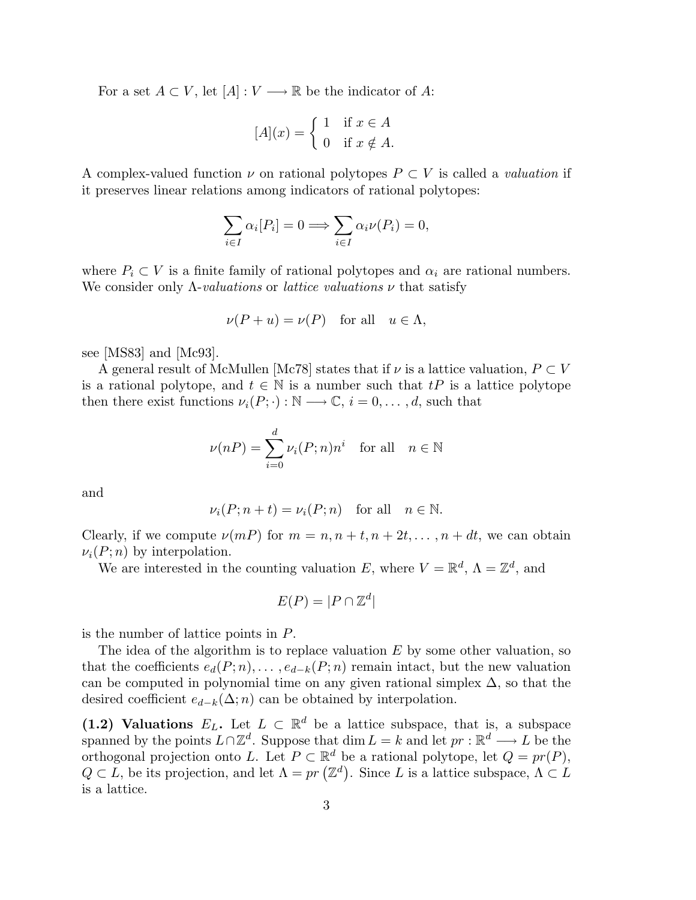For a set $A \subset V$, let $[A] : V \longrightarrow \mathbb{R}$ be the indicator of $A$:

$$[A](x) = \begin{cases} 1 & \text{if } x \in A \\ 0 & \text{if } x \notin A. \end{cases}$$

A complex-valued function $\nu$ on rational polytopes $P \subset V$ is called a *valuation* if it preserves linear relations among indicators of rational polytopes:

$$\sum_{i \in I} \alpha_i [P_i] = 0 \Longrightarrow \sum_{i \in I} \alpha_i \nu(P_i) = 0,$$

where $P_i \subset V$ is a finite family of rational polytopes and $\alpha_i$ are rational numbers. We consider only $\Lambda$-*valuations* or *lattice valuations* $\nu$ that satisfy

$$\nu(P + u) = \nu(P) \quad \text{for all} \quad u \in \Lambda,$$

see [MS83] and [Mc93].

A general result of McMullen [Mc78] states that if $\nu$ is a lattice valuation, $P \subset V$ is a rational polytope, and $t \in \mathbb{N}$ is a number such that $tP$ is a lattice polytope then there exist functions $\nu_i(P; \cdot) : \mathbb{N} \longrightarrow \mathbb{C}$, $i = 0, \ldots, d$, such that

$$\nu(nP) = \sum_{i=0}^{d} \nu_i(P; n) n^i \quad \text{for all} \quad n \in \mathbb{N}$$

and

$$\nu_i(P; n + t) = \nu_i(P; n) \quad \text{for all} \quad n \in \mathbb{N}.$$

Clearly, if we compute $\nu(mP)$ for $m = n, n + t, n + 2t, \ldots, n + dt$, we can obtain $\nu_i(P; n)$ by interpolation.

We are interested in the counting valuation $E$, where $V = \mathbb{R}^d$, $\Lambda = \mathbb{Z}^d$, and

$$E(P) = |P \cap \mathbb{Z}^d|$$

is the number of lattice points in $P$.

The idea of the algorithm is to replace valuation $E$ by some other valuation, so that the coefficients $e_d(P; n), \ldots, e_{d-k}(P; n)$ remain intact, but the new valuation can be computed in polynomial time on any given rational simplex $\Delta$, so that the desired coefficient $e_{d-k}(\Delta; n)$ can be obtained by interpolation.

**(1.2) Valuations $E_L$.** Let $L \subset \mathbb{R}^d$ be a lattice subspace, that is, a subspace spanned by the points $L \cap \mathbb{Z}^d$. Suppose that $\dim L = k$ and let $pr : \mathbb{R}^d \longrightarrow L$ be the orthogonal projection onto $L$. Let $P \subset \mathbb{R}^d$ be a rational polytope, let $Q = pr(P)$, $Q \subset L$, be its projection, and let $\Lambda = pr\left(\mathbb{Z}^d\right)$. Since $L$ is a lattice subspace, $\Lambda \subset L$ is a lattice.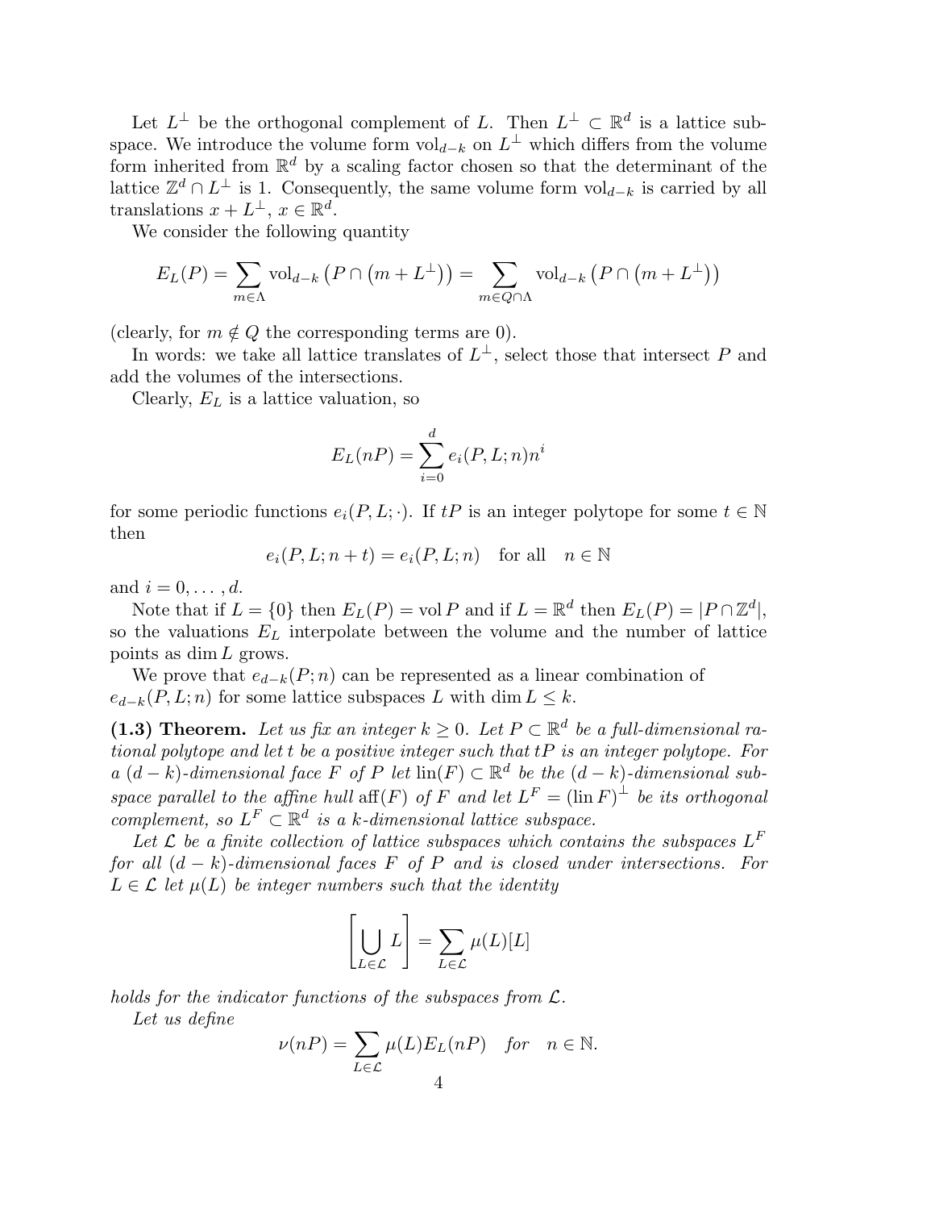Let $L^{\perp}$ be the orthogonal complement of $L$. Then $L^{\perp} \subset \mathbb{R}^d$ is a lattice subspace. We introduce the volume form $\operatorname{vol}_{d-k}$ on $L^{\perp}$ which differs from the volume form inherited from $\mathbb{R}^d$ by a scaling factor chosen so that the determinant of the lattice $\mathbb{Z}^d \cap L^{\perp}$ is 1. Consequently, the same volume form $\operatorname{vol}_{d-k}$ is carried by all translations $x + L^{\perp}$, $x \in \mathbb{R}^d$.

We consider the following quantity

$$E_L(P) = \sum_{m \in \Lambda} \operatorname{vol}_{d-k}\left(P \cap \left(m + L^{\perp}\right)\right) = \sum_{m \in Q \cap \Lambda} \operatorname{vol}_{d-k}\left(P \cap \left(m + L^{\perp}\right)\right)$$

(clearly, for $m \notin Q$ the corresponding terms are 0).

In words: we take all lattice translates of $L^{\perp}$, select those that intersect $P$ and add the volumes of the intersections.

Clearly, $E_L$ is a lattice valuation, so

$$E_L(nP) = \sum_{i=0}^{d} e_i(P, L; n) n^i$$

for some periodic functions $e_i(P, L; \cdot)$. If $tP$ is an integer polytope for some $t \in \mathbb{N}$ then

$$e_i(P, L; n + t) = e_i(P, L; n) \quad \text{for all} \quad n \in \mathbb{N}$$

and $i = 0, \ldots, d$.

Note that if $L = \{0\}$ then $E_L(P) = \operatorname{vol} P$ and if $L = \mathbb{R}^d$ then $E_L(P) = |P \cap \mathbb{Z}^d|$, so the valuations $E_L$ interpolate between the volume and the number of lattice points as $\dim L$ grows.

We prove that $e_{d-k}(P; n)$ can be represented as a linear combination of $e_{d-k}(P, L; n)$ for some lattice subspaces $L$ with $\dim L \leq k$.

**(1.3) Theorem.** *Let us fix an integer $k \geq 0$. Let $P \subset \mathbb{R}^d$ be a full-dimensional rational polytope and let $t$ be a positive integer such that $tP$ is an integer polytope. For a $(d-k)$-dimensional face $F$ of $P$ let $\operatorname{lin}(F) \subset \mathbb{R}^d$ be the $(d-k)$-dimensional subspace parallel to the affine hull $\operatorname{aff}(F)$ of $F$ and let $L^F = (\operatorname{lin} F)^{\perp}$ be its orthogonal complement, so $L^F \subset \mathbb{R}^d$ is a $k$-dimensional lattice subspace.*

*Let $\mathcal{L}$ be a finite collection of lattice subspaces which contains the subspaces $L^F$ for all $(d-k)$-dimensional faces $F$ of $P$ and is closed under intersections. For $L \in \mathcal{L}$ let $\mu(L)$ be integer numbers such that the identity*

$$\left[\bigcup_{L \in \mathcal{L}} L\right] = \sum_{L \in \mathcal{L}} \mu(L)[L]$$

*holds for the indicator functions of the subspaces from $\mathcal{L}$.*

*Let us define*

$$\nu(nP) = \sum_{L \in \mathcal{L}} \mu(L) E_L(nP) \quad \text{for} \quad n \in \mathbb{N}.$$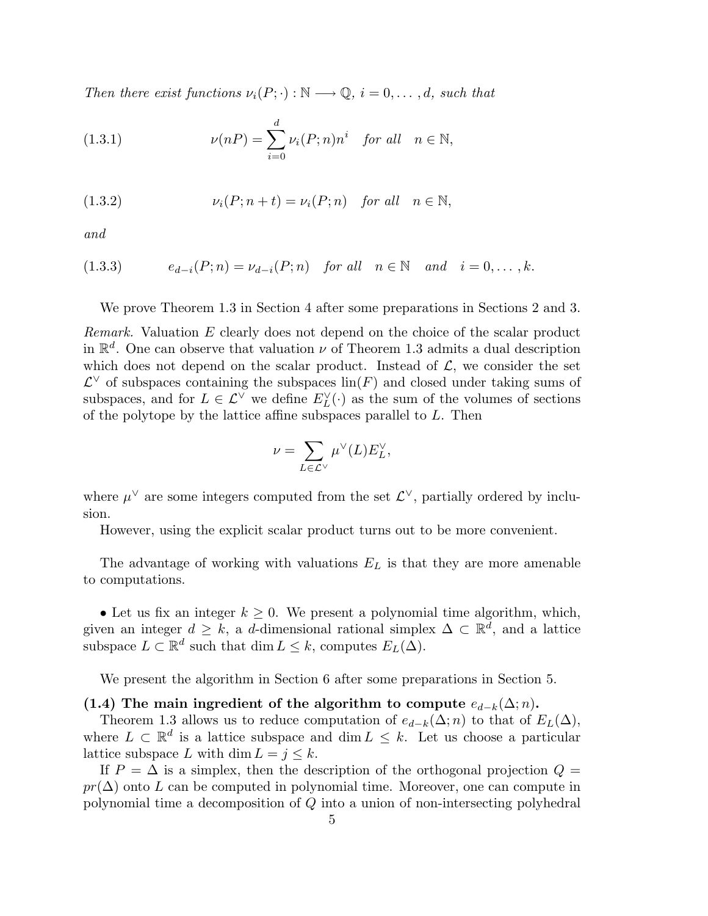*Then there exist functions $\nu_i(P; \cdot) : \mathbb{N} \longrightarrow \mathbb{Q}$, $i = 0, \ldots, d$, such that*

$$\nu(nP) = \sum_{i=0}^{d} \nu_i(P; n) n^i \quad \textit{for all} \quad n \in \mathbb{N}, \tag{1.3.1}$$

$$\nu_i(P; n + t) = \nu_i(P; n) \quad \textit{for all} \quad n \in \mathbb{N}, \tag{1.3.2}$$

*and*

$$e_{d-i}(P; n) = \nu_{d-i}(P; n) \quad \textit{for all} \quad n \in \mathbb{N} \quad \textit{and} \quad i = 0, \ldots, k. \tag{1.3.3}$$

We prove Theorem 1.3 in Section 4 after some preparations in Sections 2 and 3.

*Remark.* Valuation $E$ clearly does not depend on the choice of the scalar product in $\mathbb{R}^d$. One can observe that valuation $\nu$ of Theorem 1.3 admits a dual description which does not depend on the scalar product. Instead of $\mathcal{L}$, we consider the set $\mathcal{L}^\vee$ of subspaces containing the subspaces $\operatorname{lin}(F)$ and closed under taking sums of subspaces, and for $L \in \mathcal{L}^\vee$ we define $E_L^\vee(\cdot)$ as the sum of the volumes of sections of the polytope by the lattice affine subspaces parallel to $L$. Then

$$\nu = \sum_{L \in \mathcal{L}^\vee} \mu^\vee(L) E_L^\vee,$$

where $\mu^\vee$ are some integers computed from the set $\mathcal{L}^\vee$, partially ordered by inclusion.

However, using the explicit scalar product turns out to be more convenient.

The advantage of working with valuations $E_L$ is that they are more amenable to computations.

• Let us fix an integer $k \geq 0$. We present a polynomial time algorithm, which, given an integer $d \geq k$, a $d$-dimensional rational simplex $\Delta \subset \mathbb{R}^d$, and a lattice subspace $L \subset \mathbb{R}^d$ such that $\dim L \leq k$, computes $E_L(\Delta)$.

We present the algorithm in Section 6 after some preparations in Section 5.

**(1.4) The main ingredient of the algorithm to compute $e_{d-k}(\Delta; n)$.**

Theorem 1.3 allows us to reduce computation of $e_{d-k}(\Delta; n)$ to that of $E_L(\Delta)$, where $L \subset \mathbb{R}^d$ is a lattice subspace and $\dim L \leq k$. Let us choose a particular lattice subspace $L$ with $\dim L = j \leq k$.

If $P = \Delta$ is a simplex, then the description of the orthogonal projection $Q = pr(\Delta)$ onto $L$ can be computed in polynomial time. Moreover, one can compute in polynomial time a decomposition of $Q$ into a union of non-intersecting polyhedral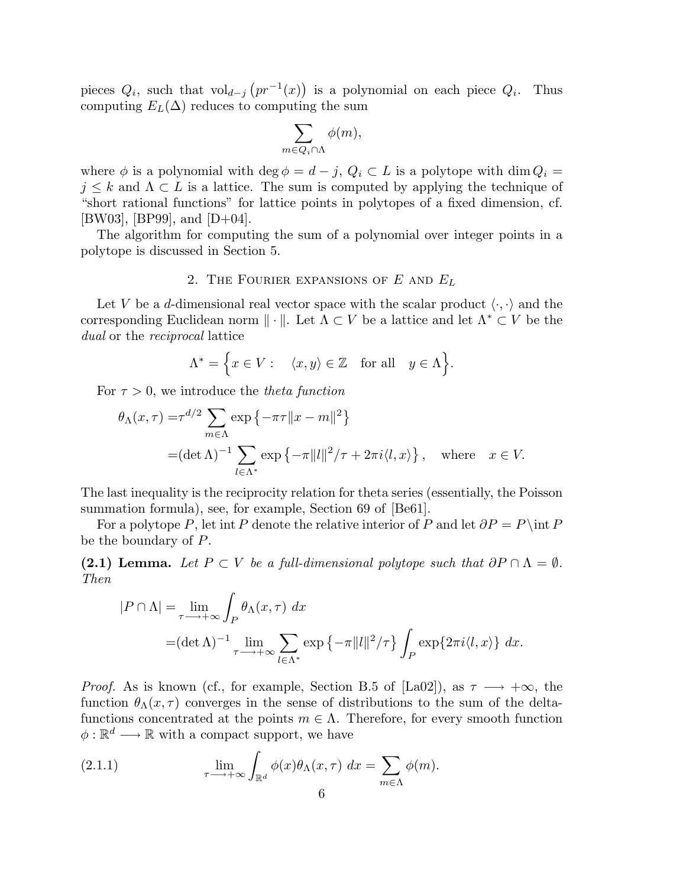pieces $Q_i$, such that $\operatorname{vol}_{d-j}\left(pr^{-1}(x)\right)$ is a polynomial on each piece $Q_i$. Thus computing $E_L(\Delta)$ reduces to computing the sum

$$\sum_{m \in Q_i \cap \Lambda} \phi(m),$$

where $\phi$ is a polynomial with $\deg \phi = d - j$, $Q_i \subset L$ is a polytope with $\dim Q_i = j \leq k$ and $\Lambda \subset L$ is a lattice. The sum is computed by applying the technique of "short rational functions" for lattice points in polytopes of a fixed dimension, cf. [BW03], [BP99], and [D+04].

The algorithm for computing the sum of a polynomial over integer points in a polytope is discussed in Section 5.

## 2. The Fourier expansions of $E$ and $E_L$

Let $V$ be a $d$-dimensional real vector space with the scalar product $\langle \cdot, \cdot \rangle$ and the corresponding Euclidean norm $\| \cdot \|$. Let $\Lambda \subset V$ be a lattice and let $\Lambda^* \subset V$ be the *dual* or the *reciprocal* lattice

$$\Lambda^* = \Big\{ x \in V : \quad \langle x, y \rangle \in \mathbb{Z} \quad \text{for all} \quad y \in \Lambda \Big\}.$$

For $\tau > 0$, we introduce the *theta function*

$$\begin{aligned}
\theta_\Lambda(x, \tau) =& \tau^{d/2} \sum_{m \in \Lambda} \exp\left\{-\pi \tau \|x - m\|^2\right\} \\
=& (\det \Lambda)^{-1} \sum_{l \in \Lambda^*} \exp\left\{-\pi \|l\|^2/\tau + 2\pi i \langle l, x \rangle\right\}, \quad \text{where} \quad x \in V.
\end{aligned}$$

The last inequality is the reciprocity relation for theta series (essentially, the Poisson summation formula), see, for example, Section 69 of [Be61].

For a polytope $P$, let $\operatorname{int} P$ denote the relative interior of $P$ and let $\partial P = P \setminus \operatorname{int} P$ be the boundary of $P$.

**(2.1) Lemma.** *Let $P \subset V$ be a full-dimensional polytope such that $\partial P \cap \Lambda = \emptyset$. Then*

$$\begin{aligned}
|P \cap \Lambda| =& \lim_{\tau \longrightarrow +\infty} \int_P \theta_\Lambda(x, \tau) \ dx \\
=& (\det \Lambda)^{-1} \lim_{\tau \longrightarrow +\infty} \sum_{l \in \Lambda^*} \exp\left\{-\pi \|l\|^2/\tau\right\} \int_P \exp\{2\pi i \langle l, x \rangle\} \ dx.
\end{aligned}$$

*Proof.* As is known (cf., for example, Section B.5 of [La02]), as $\tau \longrightarrow +\infty$, the function $\theta_\Lambda(x, \tau)$ converges in the sense of distributions to the sum of the delta-functions concentrated at the points $m \in \Lambda$. Therefore, for every smooth function $\phi : \mathbb{R}^d \longrightarrow \mathbb{R}$ with a compact support, we have

$$\lim_{\tau \longrightarrow +\infty} \int_{\mathbb{R}^d} \phi(x) \theta_\Lambda(x, \tau) \ dx = \sum_{m \in \Lambda} \phi(m). \tag{2.1.1}$$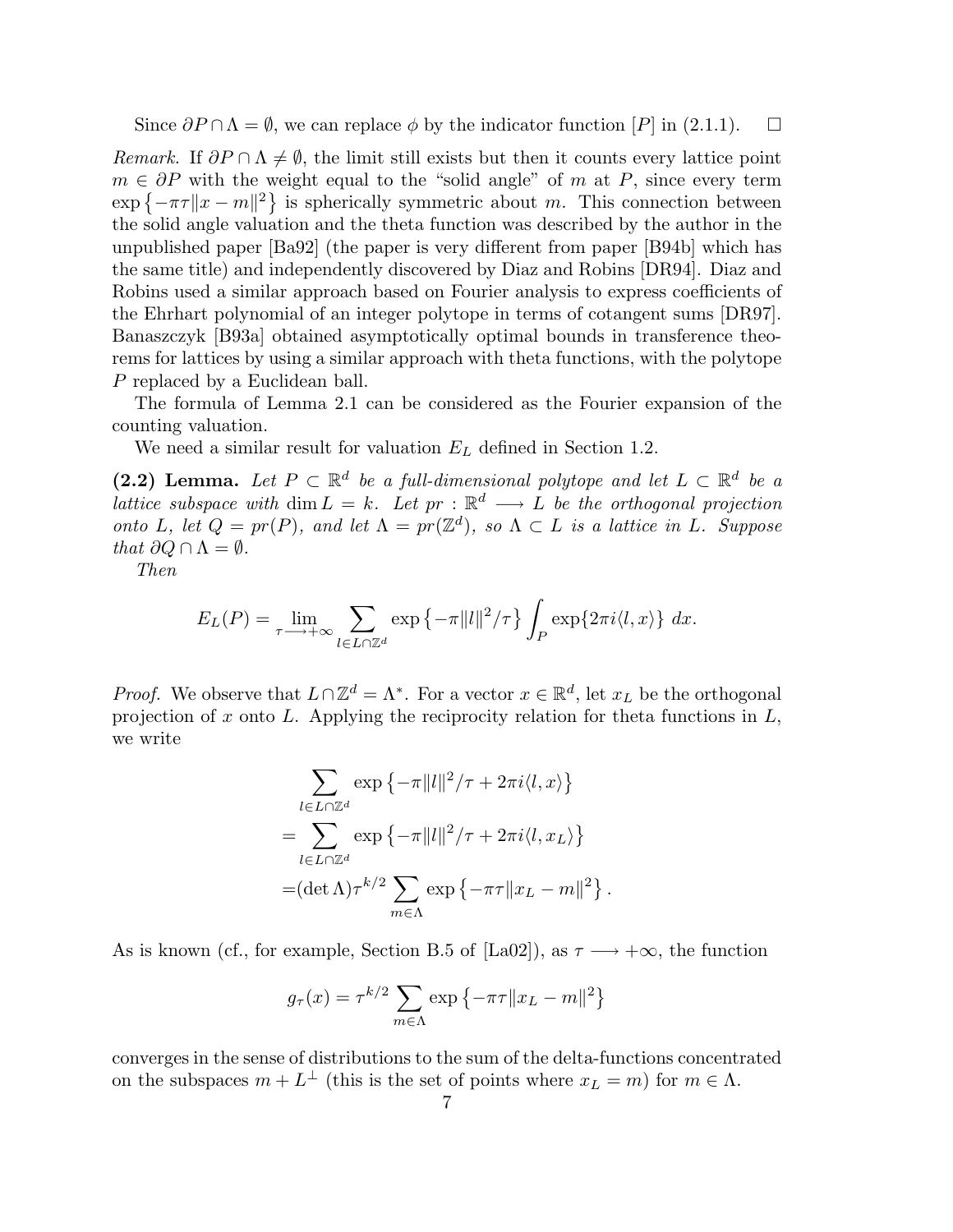Since $\partial P \cap \Lambda = \emptyset$, we can replace $\phi$ by the indicator function $[P]$ in (2.1.1). $\square$

*Remark.* If $\partial P \cap \Lambda \neq \emptyset$, the limit still exists but then it counts every lattice point $m \in \partial P$ with the weight equal to the "solid angle" of $m$ at $P$, since every term $\exp\left\{-\pi\tau\|x-m\|^2\right\}$ is spherically symmetric about $m$. This connection between the solid angle valuation and the theta function was described by the author in the unpublished paper [Ba92] (the paper is very different from paper [B94b] which has the same title) and independently discovered by Diaz and Robins [DR94]. Diaz and Robins used a similar approach based on Fourier analysis to express coefficients of the Ehrhart polynomial of an integer polytope in terms of cotangent sums [DR97]. Banaszczyk [B93a] obtained asymptotically optimal bounds in transference theorems for lattices by using a similar approach with theta functions, with the polytope $P$ replaced by a Euclidean ball.

The formula of Lemma 2.1 can be considered as the Fourier expansion of the counting valuation.

We need a similar result for valuation $E_L$ defined in Section 1.2.

**(2.2) Lemma.** *Let $P \subset \mathbb{R}^d$ be a full-dimensional polytope and let $L \subset \mathbb{R}^d$ be a lattice subspace with $\dim L = k$. Let $pr: \mathbb{R}^d \longrightarrow L$ be the orthogonal projection onto $L$, let $Q = pr(P)$, and let $\Lambda = pr(\mathbb{Z}^d)$, so $\Lambda \subset L$ is a lattice in $L$. Suppose that $\partial Q \cap \Lambda = \emptyset$.*

*Then*

$$E_L(P) = \lim_{\tau \longrightarrow +\infty} \sum_{l \in L \cap \mathbb{Z}^d} \exp\left\{-\pi\|l\|^2/\tau\right\} \int_P \exp\{2\pi i \langle l, x\rangle\} \, dx.$$

*Proof.* We observe that $L \cap \mathbb{Z}^d = \Lambda^*$. For a vector $x \in \mathbb{R}^d$, let $x_L$ be the orthogonal projection of $x$ onto $L$. Applying the reciprocity relation for theta functions in $L$, we write

$$\begin{aligned}
&\sum_{l \in L \cap \mathbb{Z}^d} \exp\left\{-\pi\|l\|^2/\tau + 2\pi i \langle l, x\rangle\right\} \\
=&\sum_{l \in L \cap \mathbb{Z}^d} \exp\left\{-\pi\|l\|^2/\tau + 2\pi i \langle l, x_L\rangle\right\} \\
=&(\det \Lambda)\tau^{k/2} \sum_{m \in \Lambda} \exp\left\{-\pi\tau\|x_L - m\|^2\right\}.
\end{aligned}$$

As is known (cf., for example, Section B.5 of [La02]), as $\tau \longrightarrow +\infty$, the function

$$g_\tau(x) = \tau^{k/2} \sum_{m \in \Lambda} \exp\left\{-\pi\tau\|x_L - m\|^2\right\}$$

converges in the sense of distributions to the sum of the delta-functions concentrated on the subspaces $m + L^\perp$ (this is the set of points where $x_L = m$) for $m \in \Lambda$.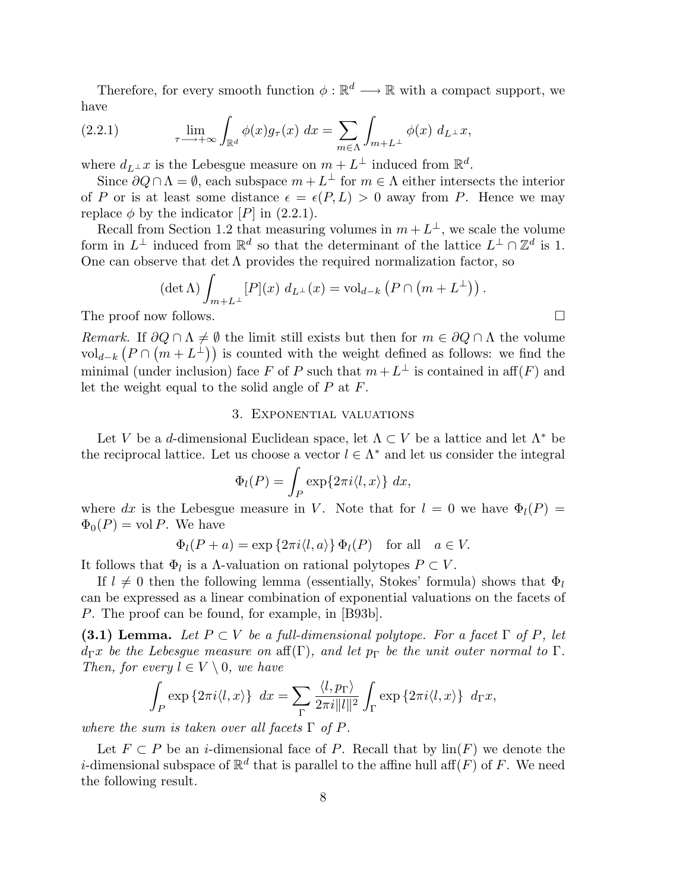Therefore, for every smooth function $\phi : \mathbb{R}^d \longrightarrow \mathbb{R}$ with a compact support, we have

$$\lim_{\tau \longrightarrow +\infty} \int_{\mathbb{R}^d} \phi(x) g_\tau(x) \ dx = \sum_{m \in \Lambda} \int_{m+L^\perp} \phi(x) \ d_{L^\perp} x, \tag{2.2.1}$$

where $d_{L^\perp} x$ is the Lebesgue measure on $m + L^\perp$ induced from $\mathbb{R}^d$.

Since $\partial Q \cap \Lambda = \emptyset$, each subspace $m + L^\perp$ for $m \in \Lambda$ either intersects the interior of $P$ or is at least some distance $\epsilon = \epsilon(P, L) > 0$ away from $P$. Hence we may replace $\phi$ by the indicator $[P]$ in (2.2.1).

Recall from Section 1.2 that measuring volumes in $m + L^\perp$, we scale the volume form in $L^\perp$ induced from $\mathbb{R}^d$ so that the determinant of the lattice $L^\perp \cap \mathbb{Z}^d$ is 1. One can observe that $\det \Lambda$ provides the required normalization factor, so

$$(\det \Lambda) \int_{m+L^\perp} [P](x) \ d_{L^\perp}(x) = \operatorname{vol}_{d-k} \left( P \cap \left( m + L^\perp \right) \right).$$

The proof now follows. □

*Remark.* If $\partial Q \cap \Lambda \neq \emptyset$ the limit still exists but then for $m \in \partial Q \cap \Lambda$ the volume $\operatorname{vol}_{d-k} \left( P \cap \left( m + L^\perp \right) \right)$ is counted with the weight defined as follows: we find the minimal (under inclusion) face $F$ of $P$ such that $m + L^\perp$ is contained in $\operatorname{aff}(F)$ and let the weight equal to the solid angle of $P$ at $F$.

## 3. Exponential valuations

Let $V$ be a $d$-dimensional Euclidean space, let $\Lambda \subset V$ be a lattice and let $\Lambda^*$ be the reciprocal lattice. Let us choose a vector $l \in \Lambda^*$ and let us consider the integral

$$\Phi_l(P) = \int_P \exp\{2\pi i \langle l, x \rangle\} \ dx,$$

where $dx$ is the Lebesgue measure in $V$. Note that for $l = 0$ we have $\Phi_l(P) = \Phi_0(P) = \operatorname{vol} P$. We have

$$\Phi_l(P + a) = \exp\left\{2\pi i \langle l, a \rangle\right\} \Phi_l(P) \quad \text{for all} \quad a \in V.$$

It follows that $\Phi_l$ is a $\Lambda$-valuation on rational polytopes $P \subset V$.

If $l \neq 0$ then the following lemma (essentially, Stokes' formula) shows that $\Phi_l$ can be expressed as a linear combination of exponential valuations on the facets of $P$. The proof can be found, for example, in [B93b].

**(3.1) Lemma.** *Let $P \subset V$ be a full-dimensional polytope. For a facet $\Gamma$ of $P$, let $d_\Gamma x$ be the Lebesgue measure on $\operatorname{aff}(\Gamma)$, and let $p_\Gamma$ be the unit outer normal to $\Gamma$. Then, for every $l \in V \setminus 0$, we have*

$$\int_P \exp\left\{2\pi i \langle l, x \rangle\right\} \ dx = \sum_\Gamma \frac{\langle l, p_\Gamma \rangle}{2\pi i \|l\|^2} \int_\Gamma \exp\left\{2\pi i \langle l, x \rangle\right\} \ d_\Gamma x,$$

*where the sum is taken over all facets $\Gamma$ of $P$.*

Let $F \subset P$ be an $i$-dimensional face of $P$. Recall that by $\operatorname{lin}(F)$ we denote the $i$-dimensional subspace of $\mathbb{R}^d$ that is parallel to the affine hull $\operatorname{aff}(F)$ of $F$. We need the following result.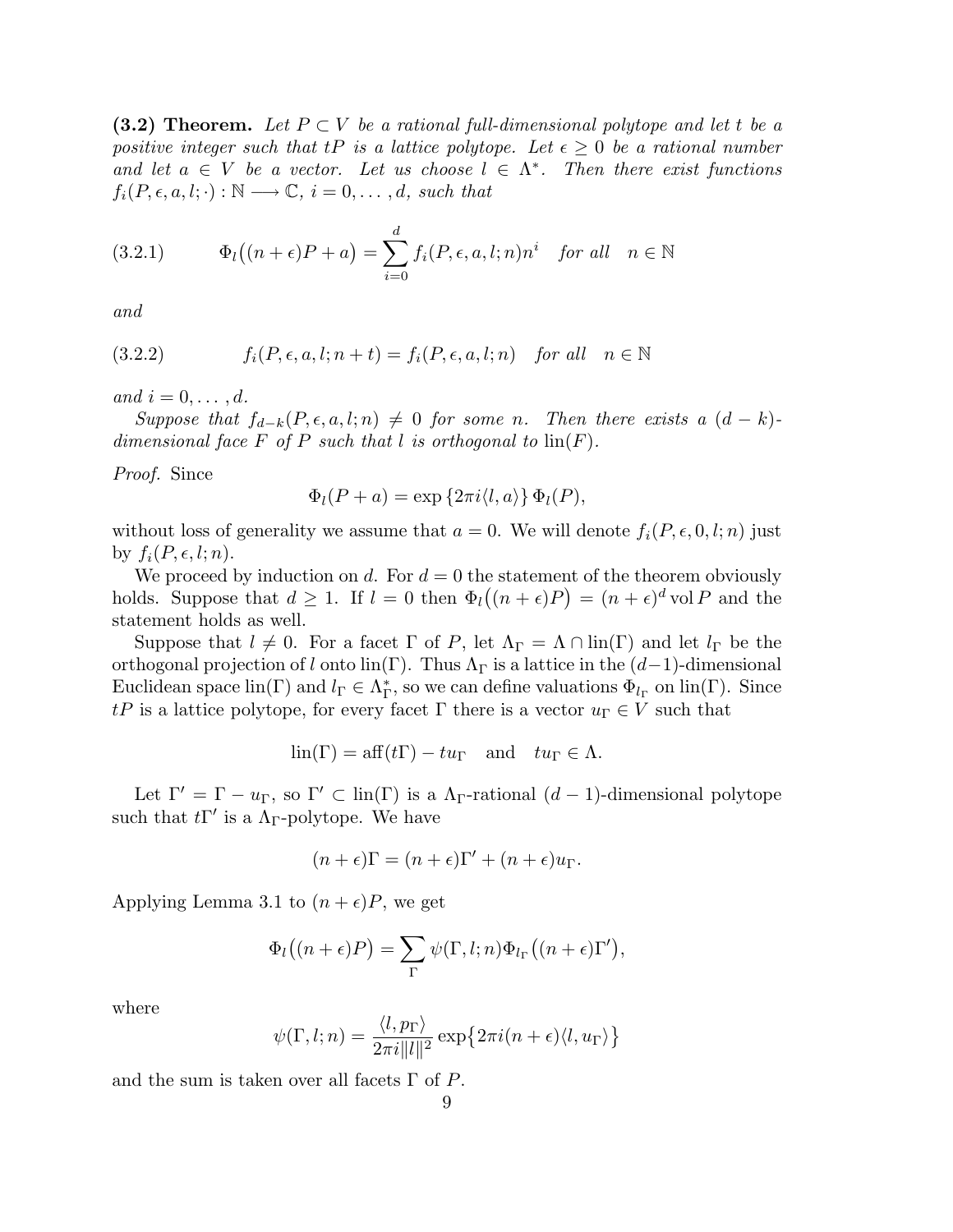**(3.2) Theorem.** *Let $P \subset V$ be a rational full-dimensional polytope and let $t$ be a positive integer such that $tP$ is a lattice polytope. Let $\epsilon \geq 0$ be a rational number and let $a \in V$ be a vector. Let us choose $l \in \Lambda^*$. Then there exist functions $f_i(P, \epsilon, a, l; \cdot) : \mathbb{N} \longrightarrow \mathbb{C}$, $i = 0, \ldots, d$, such that*

$$\Phi_l\big((n+\epsilon)P + a\big) = \sum_{i=0}^{d} f_i(P, \epsilon, a, l; n) n^i \quad \textit{for all} \quad n \in \mathbb{N} \tag{3.2.1}$$

*and*

$$f_i(P, \epsilon, a, l; n+t) = f_i(P, \epsilon, a, l; n) \quad \textit{for all} \quad n \in \mathbb{N} \tag{3.2.2}$$

*and $i = 0, \ldots, d$.*

*Suppose that $f_{d-k}(P, \epsilon, a, l; n) \neq 0$ for some $n$. Then there exists a $(d-k)$-dimensional face $F$ of $P$ such that $l$ is orthogonal to $\operatorname{lin}(F)$.*

*Proof.* Since

$$\Phi_l(P + a) = \exp\left\{2\pi i \langle l, a\rangle\right\} \Phi_l(P),$$

without loss of generality we assume that $a = 0$. We will denote $f_i(P, \epsilon, 0, l; n)$ just by $f_i(P, \epsilon, l; n)$.

We proceed by induction on $d$. For $d = 0$ the statement of the theorem obviously holds. Suppose that $d \geq 1$. If $l = 0$ then $\Phi_l\big((n+\epsilon)P\big) = (n+\epsilon)^d \operatorname{vol} P$ and the statement holds as well.

Suppose that $l \neq 0$. For a facet $\Gamma$ of $P$, let $\Lambda_\Gamma = \Lambda \cap \operatorname{lin}(\Gamma)$ and let $l_\Gamma$ be the orthogonal projection of $l$ onto $\operatorname{lin}(\Gamma)$. Thus $\Lambda_\Gamma$ is a lattice in the $(d-1)$-dimensional Euclidean space $\operatorname{lin}(\Gamma)$ and $l_\Gamma \in \Lambda_\Gamma^*$, so we can define valuations $\Phi_{l_\Gamma}$ on $\operatorname{lin}(\Gamma)$. Since $tP$ is a lattice polytope, for every facet $\Gamma$ there is a vector $u_\Gamma \in V$ such that

$$\operatorname{lin}(\Gamma) = \operatorname{aff}(t\Gamma) - tu_\Gamma \quad \text{and} \quad tu_\Gamma \in \Lambda.$$

Let $\Gamma' = \Gamma - u_\Gamma$, so $\Gamma' \subset \operatorname{lin}(\Gamma)$ is a $\Lambda_\Gamma$-rational $(d-1)$-dimensional polytope such that $t\Gamma'$ is a $\Lambda_\Gamma$-polytope. We have

$$(n+\epsilon)\Gamma = (n+\epsilon)\Gamma' + (n+\epsilon)u_\Gamma.$$

Applying Lemma 3.1 to $(n+\epsilon)P$, we get

$$\Phi_l\big((n+\epsilon)P\big) = \sum_{\Gamma} \psi(\Gamma, l; n) \Phi_{l_\Gamma}\big((n+\epsilon)\Gamma'\big),$$

where

$$\psi(\Gamma, l; n) = \frac{\langle l, p_\Gamma\rangle}{2\pi i \|l\|^2} \exp\big\{2\pi i (n+\epsilon)\langle l, u_\Gamma\rangle\big\}$$

and the sum is taken over all facets $\Gamma$ of $P$.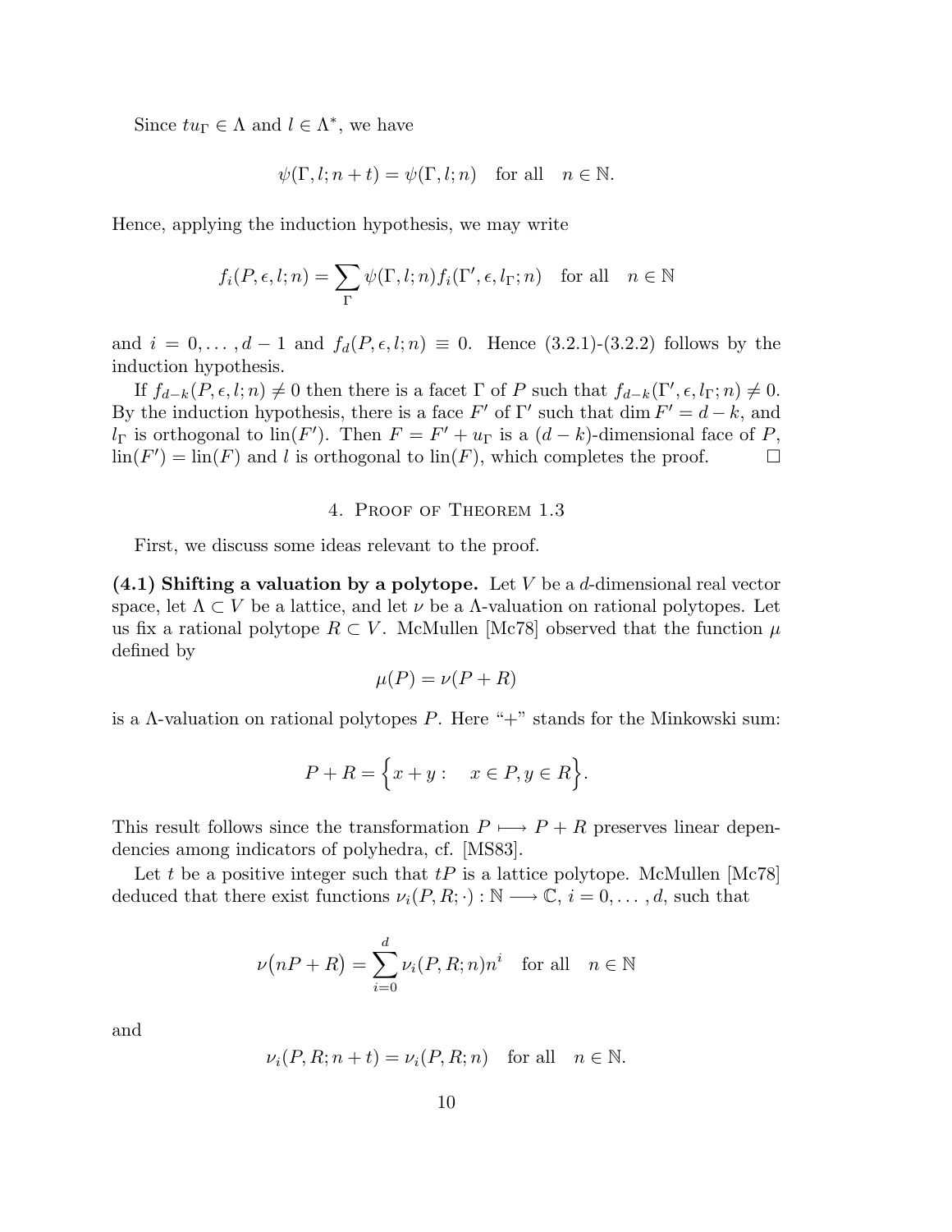Since $tu_\Gamma \in \Lambda$ and $l \in \Lambda^*$, we have

$$\psi(\Gamma, l; n+t) = \psi(\Gamma, l; n) \quad \text{for all} \quad n \in \mathbb{N}.$$

Hence, applying the induction hypothesis, we may write

$$f_i(P, \epsilon, l; n) = \sum_{\Gamma} \psi(\Gamma, l; n) f_i(\Gamma', \epsilon, l_\Gamma; n) \quad \text{for all} \quad n \in \mathbb{N}$$

and $i = 0, \ldots, d-1$ and $f_d(P, \epsilon, l; n) \equiv 0$. Hence (3.2.1)-(3.2.2) follows by the induction hypothesis.

If $f_{d-k}(P, \epsilon, l; n) \neq 0$ then there is a facet $\Gamma$ of $P$ such that $f_{d-k}(\Gamma', \epsilon, l_\Gamma; n) \neq 0$. By the induction hypothesis, there is a face $F'$ of $\Gamma'$ such that $\dim F' = d-k$, and $l_\Gamma$ is orthogonal to $\text{lin}(F')$. Then $F = F' + u_\Gamma$ is a $(d-k)$-dimensional face of $P$, $\text{lin}(F') = \text{lin}(F)$ and $l$ is orthogonal to $\text{lin}(F)$, which completes the proof. □

## 4. Proof of Theorem 1.3

First, we discuss some ideas relevant to the proof.

**(4.1) Shifting a valuation by a polytope.** Let $V$ be a $d$-dimensional real vector space, let $\Lambda \subset V$ be a lattice, and let $\nu$ be a $\Lambda$-valuation on rational polytopes. Let us fix a rational polytope $R \subset V$. McMullen [Mc78] observed that the function $\mu$ defined by

$$\mu(P) = \nu(P + R)$$

is a $\Lambda$-valuation on rational polytopes $P$. Here "+" stands for the Minkowski sum:

$$P + R = \Big\{ x + y : \quad x \in P, y \in R \Big\}.$$

This result follows since the transformation $P \longmapsto P + R$ preserves linear dependencies among indicators of polyhedra, cf. [MS83].

Let $t$ be a positive integer such that $tP$ is a lattice polytope. McMullen [Mc78] deduced that there exist functions $\nu_i(P, R; \cdot) : \mathbb{N} \longrightarrow \mathbb{C}$, $i = 0, \ldots, d$, such that

$$\nu\big(nP + R\big) = \sum_{i=0}^{d} \nu_i(P, R; n) n^i \quad \text{for all} \quad n \in \mathbb{N}$$

and

$$\nu_i(P, R; n+t) = \nu_i(P, R; n) \quad \text{for all} \quad n \in \mathbb{N}.$$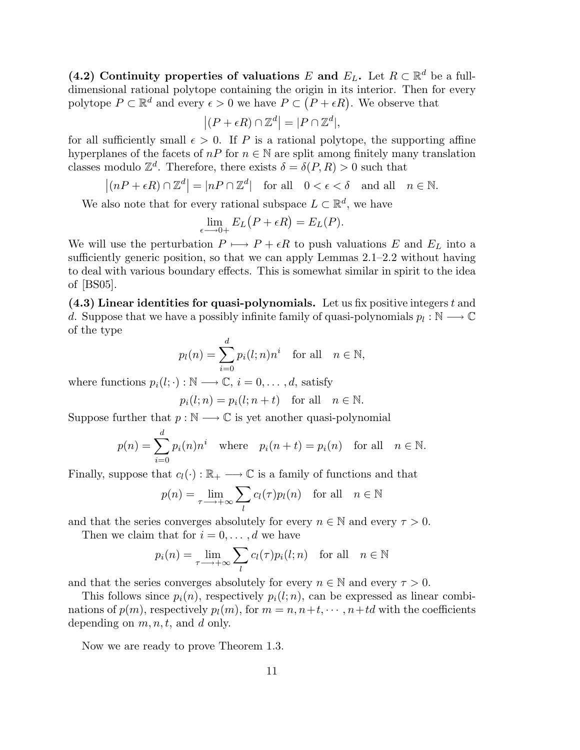**(4.2) Continuity properties of valuations $E$ and $E_L$.** Let $R \subset \mathbb{R}^d$ be a full-dimensional rational polytope containing the origin in its interior. Then for every polytope $P \subset \mathbb{R}^d$ and every $\epsilon > 0$ we have $P \subset \big(P + \epsilon R\big)$. We observe that

$$\big|(P + \epsilon R) \cap \mathbb{Z}^d\big| = |P \cap \mathbb{Z}^d|,$$

for all sufficiently small $\epsilon > 0$. If $P$ is a rational polytope, the supporting affine hyperplanes of the facets of $nP$ for $n \in \mathbb{N}$ are split among finitely many translation classes modulo $\mathbb{Z}^d$. Therefore, there exists $\delta = \delta(P, R) > 0$ such that

$$\big|(nP + \epsilon R) \cap \mathbb{Z}^d\big| = |nP \cap \mathbb{Z}^d| \quad \text{for all} \quad 0 < \epsilon < \delta \quad \text{and all} \quad n \in \mathbb{N}.$$

We also note that for every rational subspace $L \subset \mathbb{R}^d$, we have

$$\lim_{\epsilon \longrightarrow 0+} E_L\big(P + \epsilon R\big) = E_L(P).$$

We will use the perturbation $P \longmapsto P + \epsilon R$ to push valuations $E$ and $E_L$ into a sufficiently generic position, so that we can apply Lemmas 2.1–2.2 without having to deal with various boundary effects. This is somewhat similar in spirit to the idea of [BS05].

**(4.3) Linear identities for quasi-polynomials.** Let us fix positive integers $t$ and $d$. Suppose that we have a possibly infinite family of quasi-polynomials $p_l : \mathbb{N} \longrightarrow \mathbb{C}$ of the type

$$p_l(n) = \sum_{i=0}^{d} p_i(l; n) n^i \quad \text{for all} \quad n \in \mathbb{N},$$

where functions $p_i(l; \cdot) : \mathbb{N} \longrightarrow \mathbb{C}$, $i = 0, \ldots, d$, satisfy

$$p_i(l; n) = p_i(l; n + t) \quad \text{for all} \quad n \in \mathbb{N}.$$

Suppose further that $p : \mathbb{N} \longrightarrow \mathbb{C}$ is yet another quasi-polynomial

$$p(n) = \sum_{i=0}^{d} p_i(n) n^i \quad \text{where} \quad p_i(n + t) = p_i(n) \quad \text{for all} \quad n \in \mathbb{N}.$$

Finally, suppose that $c_l(\cdot) : \mathbb{R}_+ \longrightarrow \mathbb{C}$ is a family of functions and that

$$p(n) = \lim_{\tau \longrightarrow +\infty} \sum_{l} c_l(\tau) p_l(n) \quad \text{for all} \quad n \in \mathbb{N}$$

and that the series converges absolutely for every $n \in \mathbb{N}$ and every $\tau > 0$.

Then we claim that for $i = 0, \ldots, d$ we have

$$p_i(n) = \lim_{\tau \longrightarrow +\infty} \sum_{l} c_l(\tau) p_i(l; n) \quad \text{for all} \quad n \in \mathbb{N}$$

and that the series converges absolutely for every $n \in \mathbb{N}$ and every $\tau > 0$.

This follows since $p_i(n)$, respectively $p_i(l; n)$, can be expressed as linear combinations of $p(m)$, respectively $p_l(m)$, for $m = n, n+t, \cdots, n+td$ with the coefficients depending on $m, n, t$, and $d$ only.

Now we are ready to prove Theorem 1.3.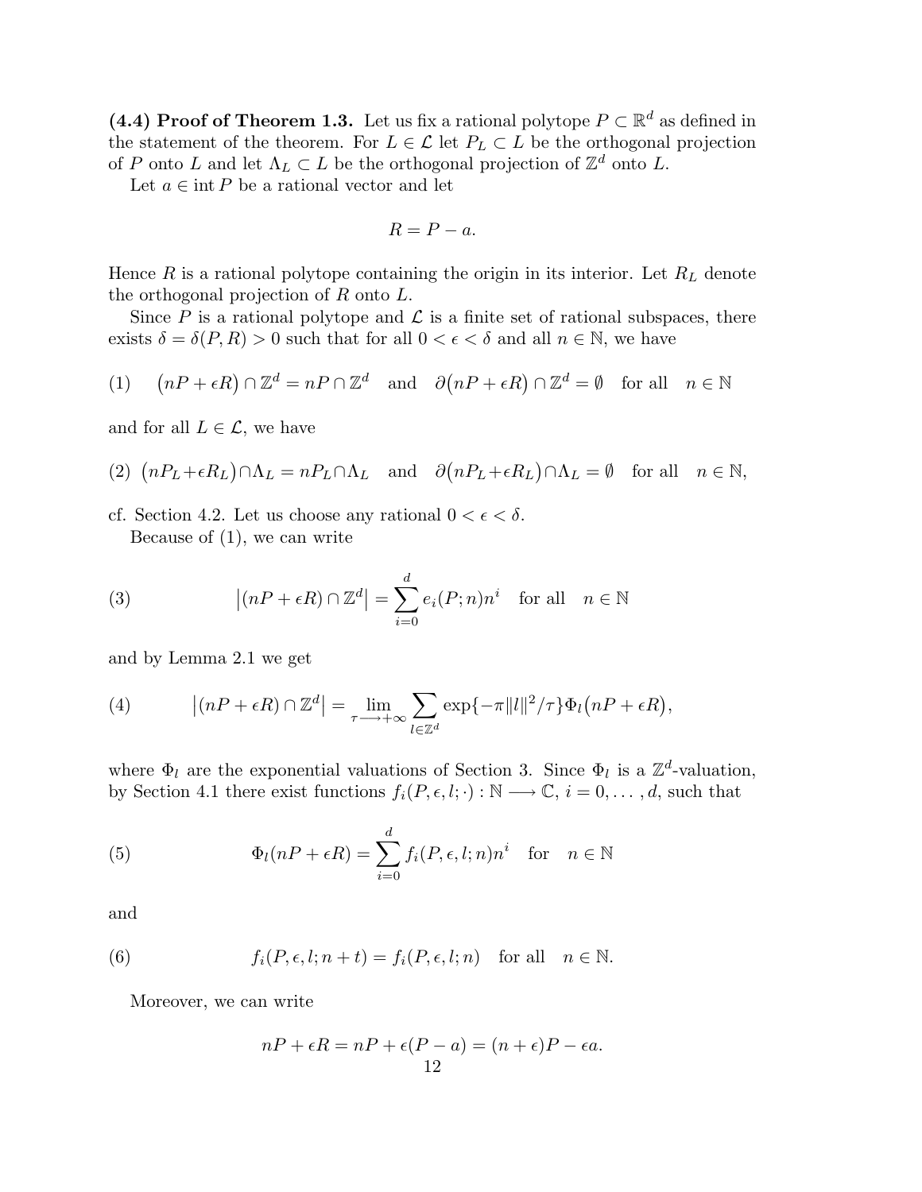**(4.4) Proof of Theorem 1.3.** Let us fix a rational polytope $P \subset \mathbb{R}^d$ as defined in the statement of the theorem. For $L \in \mathcal{L}$ let $P_L \subset L$ be the orthogonal projection of $P$ onto $L$ and let $\Lambda_L \subset L$ be the orthogonal projection of $\mathbb{Z}^d$ onto $L$.

Let $a \in \operatorname{int} P$ be a rational vector and let

$$R = P - a.$$

Hence $R$ is a rational polytope containing the origin in its interior. Let $R_L$ denote the orthogonal projection of $R$ onto $L$.

Since $P$ is a rational polytope and $\mathcal{L}$ is a finite set of rational subspaces, there exists $\delta = \delta(P, R) > 0$ such that for all $0 < \epsilon < \delta$ and all $n \in \mathbb{N}$, we have

$$(1) \qquad \big(nP + \epsilon R\big) \cap \mathbb{Z}^d = nP \cap \mathbb{Z}^d \quad \text{and} \quad \partial\big(nP + \epsilon R\big) \cap \mathbb{Z}^d = \emptyset \quad \text{for all} \quad n \in \mathbb{N}$$

and for all $L \in \mathcal{L}$, we have

$$(2) \quad \big(nP_L + \epsilon R_L\big) \cap \Lambda_L = nP_L \cap \Lambda_L \quad \text{and} \quad \partial\big(nP_L + \epsilon R_L\big) \cap \Lambda_L = \emptyset \quad \text{for all} \quad n \in \mathbb{N},$$

cf. Section 4.2. Let us choose any rational $0 < \epsilon < \delta$.

Because of (1), we can write

$$(3) \qquad \big|(nP + \epsilon R) \cap \mathbb{Z}^d\big| = \sum_{i=0}^{d} e_i(P; n) n^i \quad \text{for all} \quad n \in \mathbb{N}$$

and by Lemma 2.1 we get

$$(4) \qquad \big|(nP + \epsilon R) \cap \mathbb{Z}^d\big| = \lim_{\tau \longrightarrow +\infty} \sum_{l \in \mathbb{Z}^d} \exp\{-\pi \|l\|^2/\tau\} \Phi_l\big(nP + \epsilon R\big),$$

where $\Phi_l$ are the exponential valuations of Section 3. Since $\Phi_l$ is a $\mathbb{Z}^d$-valuation, by Section 4.1 there exist functions $f_i(P, \epsilon, l; \cdot) : \mathbb{N} \longrightarrow \mathbb{C}$, $i = 0, \ldots, d$, such that

$$(5) \qquad \Phi_l(nP + \epsilon R) = \sum_{i=0}^{d} f_i(P, \epsilon, l; n) n^i \quad \text{for} \quad n \in \mathbb{N}$$

and

$$(6) \qquad f_i(P, \epsilon, l; n + t) = f_i(P, \epsilon, l; n) \quad \text{for all} \quad n \in \mathbb{N}.$$

Moreover, we can write

$$nP + \epsilon R = nP + \epsilon(P - a) = (n + \epsilon)P - \epsilon a.$$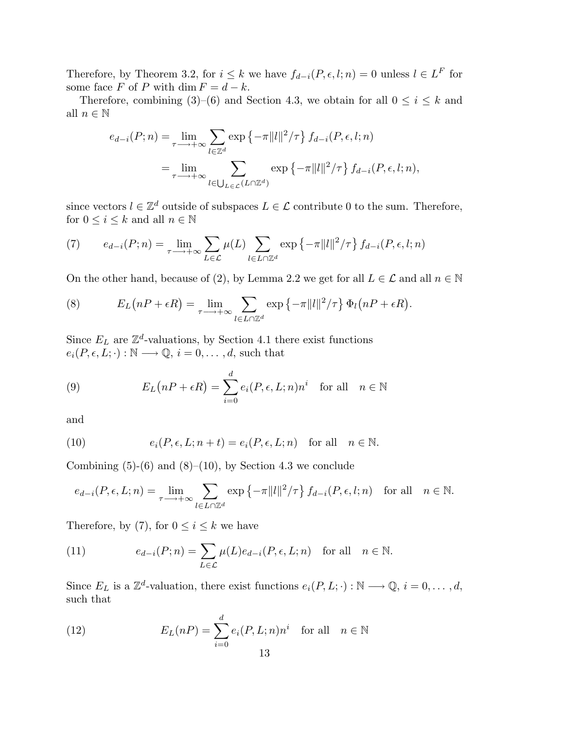Therefore, by Theorem 3.2, for $i \le k$ we have $f_{d-i}(P,\epsilon,l;n) = 0$ unless $l \in L^F$ for some face $F$ of $P$ with $\dim F = d-k$.

Therefore, combining (3)–(6) and Section 4.3, we obtain for all $0 \le i \le k$ and all $n \in \mathbb{N}$

$$
\begin{aligned}
e_{d-i}(P;n) &= \lim_{\tau \longrightarrow +\infty} \sum_{l \in \mathbb{Z}^d} \exp\left\{-\pi \|l\|^2/\tau\right\} f_{d-i}(P,\epsilon,l;n) \\
&= \lim_{\tau \longrightarrow +\infty} \sum_{l \in \bigcup_{L \in \mathcal{L}} (L \cap \mathbb{Z}^d)} \exp\left\{-\pi \|l\|^2/\tau\right\} f_{d-i}(P,\epsilon,l;n),
\end{aligned}
$$

since vectors $l \in \mathbb{Z}^d$ outside of subspaces $L \in \mathcal{L}$ contribute 0 to the sum. Therefore, for $0 \le i \le k$ and all $n \in \mathbb{N}$

$$
(7) \qquad e_{d-i}(P;n) = \lim_{\tau \longrightarrow +\infty} \sum_{L \in \mathcal{L}} \mu(L) \sum_{l \in L \cap \mathbb{Z}^d} \exp\left\{-\pi \|l\|^2/\tau\right\} f_{d-i}(P,\epsilon,l;n)
$$

On the other hand, because of (2), by Lemma 2.2 we get for all $L \in \mathcal{L}$ and all $n \in \mathbb{N}$

$$
(8) \qquad E_L\big(nP + \epsilon R\big) = \lim_{\tau \longrightarrow +\infty} \sum_{l \in L \cap \mathbb{Z}^d} \exp\left\{-\pi \|l\|^2/\tau\right\} \Phi_l\big(nP + \epsilon R\big).
$$

Since $E_L$ are $\mathbb{Z}^d$-valuations, by Section 4.1 there exist functions $e_i(P,\epsilon,L;\cdot) : \mathbb{N} \longrightarrow \mathbb{Q}$, $i = 0, \ldots, d$, such that

$$
(9) \qquad E_L\big(nP + \epsilon R\big) = \sum_{i=0}^{d} e_i(P,\epsilon,L;n) n^i \quad \text{for all} \quad n \in \mathbb{N}
$$

and

$$
(10) \qquad e_i(P,\epsilon,L;n+t) = e_i(P,\epsilon,L;n) \quad \text{for all} \quad n \in \mathbb{N}.
$$

Combining (5)-(6) and (8)–(10), by Section 4.3 we conclude

$$
e_{d-i}(P,\epsilon,L;n) = \lim_{\tau \longrightarrow +\infty} \sum_{l \in L \cap \mathbb{Z}^d} \exp\left\{-\pi \|l\|^2/\tau\right\} f_{d-i}(P,\epsilon,l;n) \quad \text{for all} \quad n \in \mathbb{N}.
$$

Therefore, by (7), for $0 \le i \le k$ we have

$$
(11) \qquad e_{d-i}(P;n) = \sum_{L \in \mathcal{L}} \mu(L) e_{d-i}(P,\epsilon,L;n) \quad \text{for all} \quad n \in \mathbb{N}.
$$

Since $E_L$ is a $\mathbb{Z}^d$-valuation, there exist functions $e_i(P,L;\cdot) : \mathbb{N} \longrightarrow \mathbb{Q}$, $i = 0, \ldots, d$, such that

$$
(12) \qquad E_L(nP) = \sum_{i=0}^{d} e_i(P,L;n) n^i \quad \text{for all} \quad n \in \mathbb{N}
$$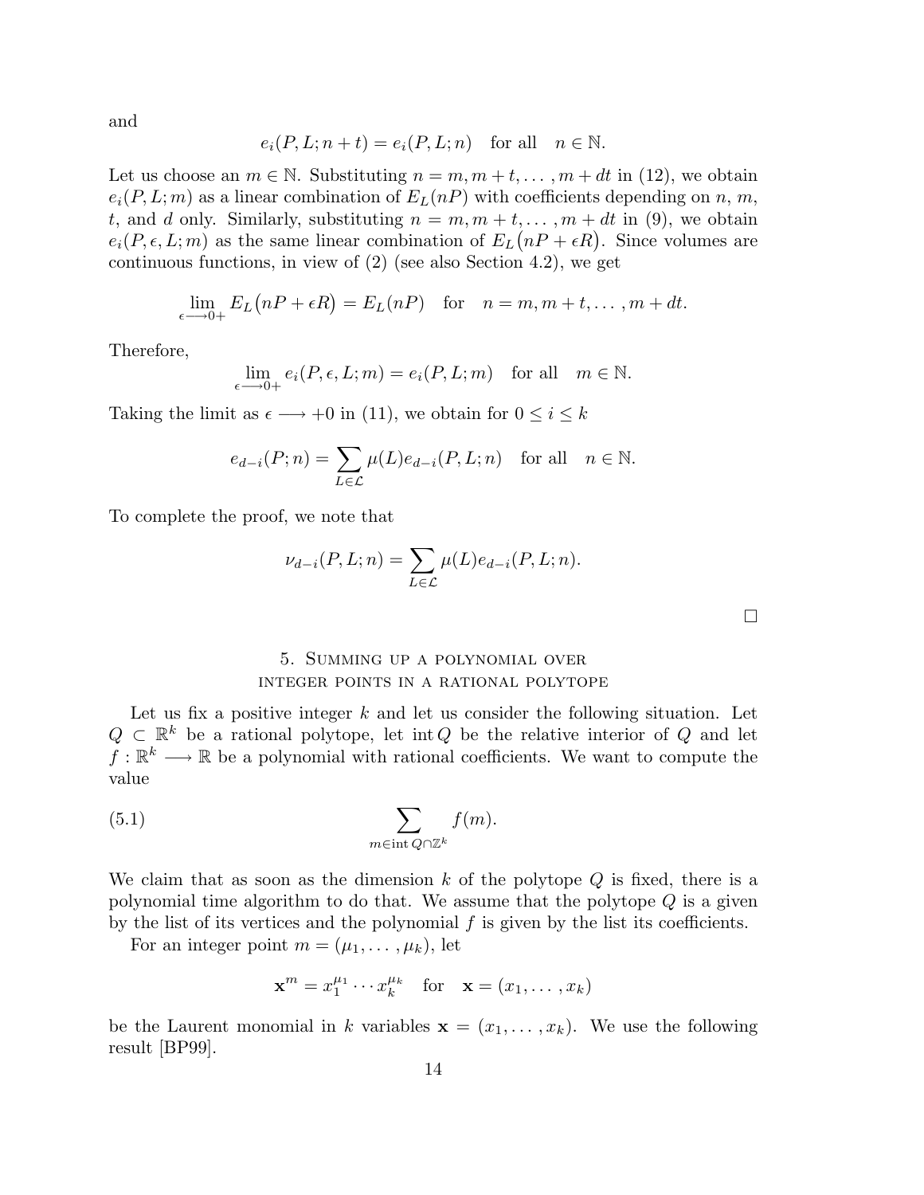and

$$e_i(P, L; n+t) = e_i(P, L; n) \quad \text{for all} \quad n \in \mathbb{N}.$$

Let us choose an $m \in \mathbb{N}$. Substituting $n = m, m+t, \ldots, m+dt$ in (12), we obtain $e_i(P, L; m)$ as a linear combination of $E_L(nP)$ with coefficients depending on $n$, $m$, $t$, and $d$ only. Similarly, substituting $n = m, m+t, \ldots, m+dt$ in (9), we obtain $e_i(P, \epsilon, L; m)$ as the same linear combination of $E_L\bigl(nP + \epsilon R\bigr)$. Since volumes are continuous functions, in view of (2) (see also Section 4.2), we get

$$\lim_{\epsilon \longrightarrow 0+} E_L\bigl(nP + \epsilon R\bigr) = E_L(nP) \quad \text{for} \quad n = m, m+t, \ldots, m+dt.$$

Therefore,

$$\lim_{\epsilon \longrightarrow 0+} e_i(P, \epsilon, L; m) = e_i(P, L; m) \quad \text{for all} \quad m \in \mathbb{N}.$$

Taking the limit as $\epsilon \longrightarrow +0$ in (11), we obtain for $0 \leq i \leq k$

$$e_{d-i}(P; n) = \sum_{L \in \mathcal{L}} \mu(L) e_{d-i}(P, L; n) \quad \text{for all} \quad n \in \mathbb{N}.$$

To complete the proof, we note that

$$\nu_{d-i}(P, L; n) = \sum_{L \in \mathcal{L}} \mu(L) e_{d-i}(P, L; n).$$

□

## 5. Summing up a polynomial over integer points in a rational polytope

Let us fix a positive integer $k$ and let us consider the following situation. Let $Q \subset \mathbb{R}^k$ be a rational polytope, let $\operatorname{int} Q$ be the relative interior of $Q$ and let $f : \mathbb{R}^k \longrightarrow \mathbb{R}$ be a polynomial with rational coefficients. We want to compute the value

$$\sum_{m \in \operatorname{int} Q \cap \mathbb{Z}^k} f(m). \tag{5.1}$$

We claim that as soon as the dimension $k$ of the polytope $Q$ is fixed, there is a polynomial time algorithm to do that. We assume that the polytope $Q$ is a given by the list of its vertices and the polynomial $f$ is given by the list its coefficients.

For an integer point $m = (\mu_1, \ldots, \mu_k)$, let

$$\mathbf{x}^m = x_1^{\mu_1} \cdots x_k^{\mu_k} \quad \text{for} \quad \mathbf{x} = (x_1, \ldots, x_k)$$

be the Laurent monomial in $k$ variables $\mathbf{x} = (x_1, \ldots, x_k)$. We use the following result [BP99].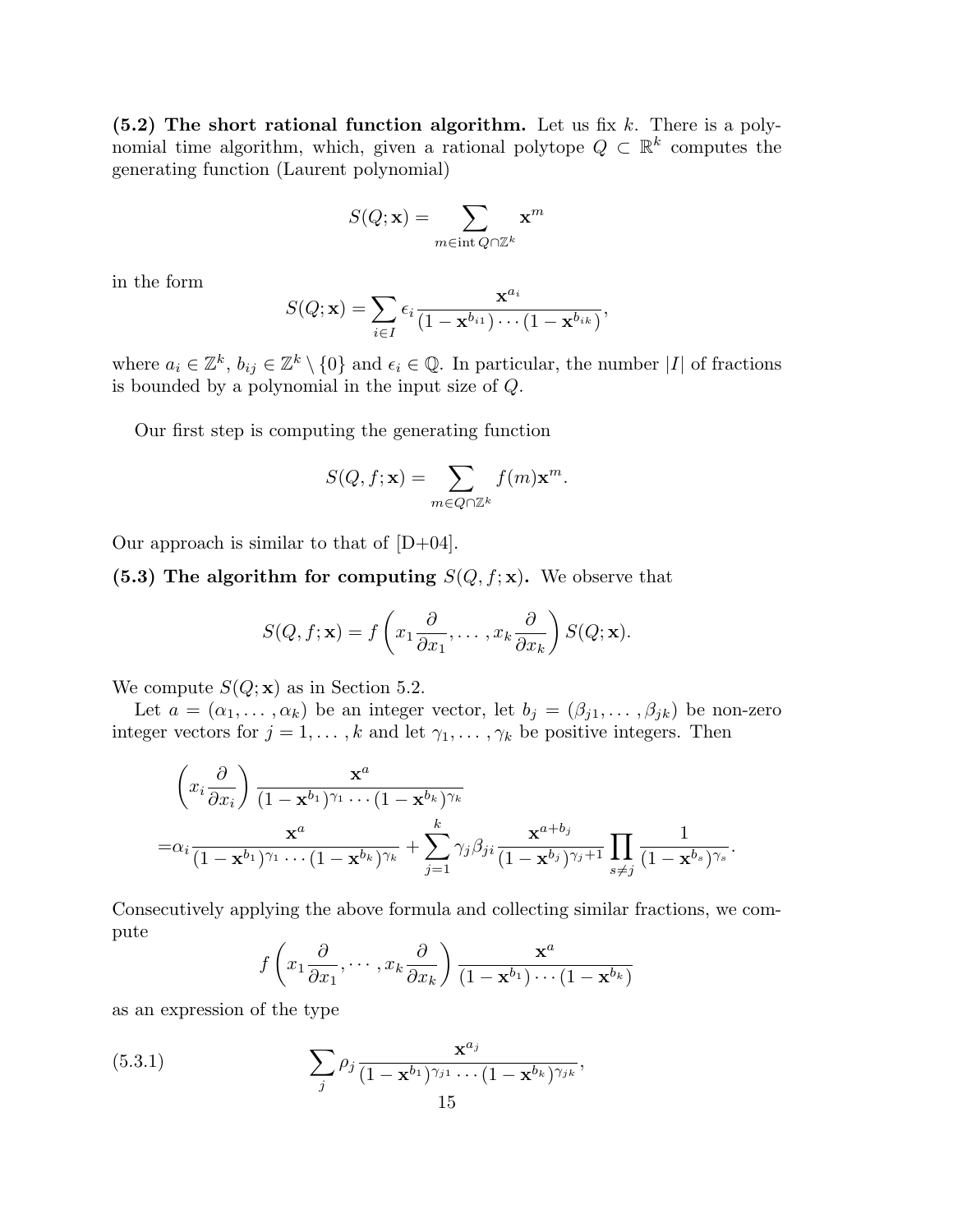**(5.2) The short rational function algorithm.** Let us fix $k$. There is a polynomial time algorithm, which, given a rational polytope $Q \subset \mathbb{R}^k$ computes the generating function (Laurent polynomial)

$$S(Q; \mathbf{x}) = \sum_{m \in \operatorname{int} Q \cap \mathbb{Z}^k} \mathbf{x}^m$$

in the form

$$S(Q; \mathbf{x}) = \sum_{i \in I} \epsilon_i \frac{\mathbf{x}^{a_i}}{(1 - \mathbf{x}^{b_{i1}}) \cdots (1 - \mathbf{x}^{b_{ik}})},$$

where $a_i \in \mathbb{Z}^k$, $b_{ij} \in \mathbb{Z}^k \setminus \{0\}$ and $\epsilon_i \in \mathbb{Q}$. In particular, the number $|I|$ of fractions is bounded by a polynomial in the input size of $Q$.

Our first step is computing the generating function

$$S(Q, f; \mathbf{x}) = \sum_{m \in Q \cap \mathbb{Z}^k} f(m) \mathbf{x}^m.$$

Our approach is similar to that of [D+04].

**(5.3) The algorithm for computing $S(Q, f; \mathbf{x})$.** We observe that

$$S(Q, f; \mathbf{x}) = f\left(x_1 \frac{\partial}{\partial x_1}, \ldots, x_k \frac{\partial}{\partial x_k}\right) S(Q; \mathbf{x}).$$

We compute $S(Q; \mathbf{x})$ as in Section 5.2.

Let $a = (\alpha_1, \ldots, \alpha_k)$ be an integer vector, let $b_j = (\beta_{j1}, \ldots, \beta_{jk})$ be non-zero integer vectors for $j = 1, \ldots, k$ and let $\gamma_1, \ldots, \gamma_k$ be positive integers. Then

$$\begin{aligned}
&\left(x_i \frac{\partial}{\partial x_i}\right) \frac{\mathbf{x}^a}{(1 - \mathbf{x}^{b_1})^{\gamma_1} \cdots (1 - \mathbf{x}^{b_k})^{\gamma_k}} \\
=&\alpha_i \frac{\mathbf{x}^a}{(1 - \mathbf{x}^{b_1})^{\gamma_1} \cdots (1 - \mathbf{x}^{b_k})^{\gamma_k}} + \sum_{j=1}^{k} \gamma_j \beta_{ji} \frac{\mathbf{x}^{a + b_j}}{(1 - \mathbf{x}^{b_j})^{\gamma_j + 1}} \prod_{s \neq j} \frac{1}{(1 - \mathbf{x}^{b_s})^{\gamma_s}}.
\end{aligned}$$

Consecutively applying the above formula and collecting similar fractions, we compute

$$f\left(x_1 \frac{\partial}{\partial x_1}, \cdots, x_k \frac{\partial}{\partial x_k}\right) \frac{\mathbf{x}^a}{(1 - \mathbf{x}^{b_1}) \cdots (1 - \mathbf{x}^{b_k})}$$

as an expression of the type

$$\sum_j \rho_j \frac{\mathbf{x}^{a_j}}{(1 - \mathbf{x}^{b_1})^{\gamma_{j1}} \cdots (1 - \mathbf{x}^{b_k})^{\gamma_{jk}}}, \tag{5.3.1}$$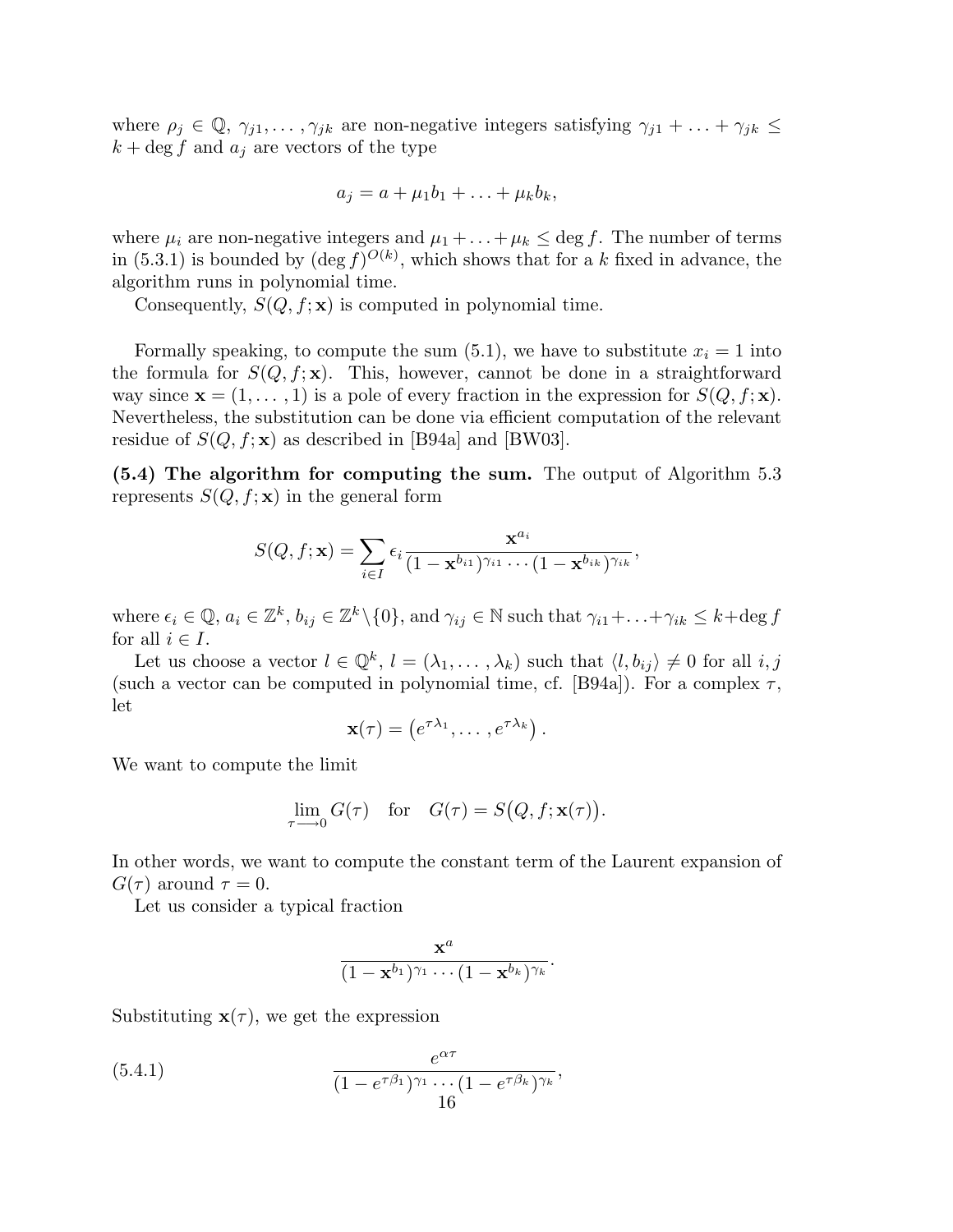where $\rho_j \in \mathbb{Q}$, $\gamma_{j1}, \ldots, \gamma_{jk}$ are non-negative integers satisfying $\gamma_{j1} + \ldots + \gamma_{jk} \leq k + \deg f$ and $a_j$ are vectors of the type

$$a_j = a + \mu_1 b_1 + \ldots + \mu_k b_k,$$

where $\mu_i$ are non-negative integers and $\mu_1 + \ldots + \mu_k \leq \deg f$. The number of terms in (5.3.1) is bounded by $(\deg f)^{O(k)}$, which shows that for a $k$ fixed in advance, the algorithm runs in polynomial time.

Consequently, $S(Q, f; \mathbf{x})$ is computed in polynomial time.

Formally speaking, to compute the sum (5.1), we have to substitute $x_i = 1$ into the formula for $S(Q, f; \mathbf{x})$. This, however, cannot be done in a straightforward way since $\mathbf{x} = (1, \ldots, 1)$ is a pole of every fraction in the expression for $S(Q, f; \mathbf{x})$. Nevertheless, the substitution can be done via efficient computation of the relevant residue of $S(Q, f; \mathbf{x})$ as described in [B94a] and [BW03].

**(5.4) The algorithm for computing the sum.** The output of Algorithm 5.3 represents $S(Q, f; \mathbf{x})$ in the general form

$$S(Q, f; \mathbf{x}) = \sum_{i \in I} \epsilon_i \frac{\mathbf{x}^{a_i}}{(1 - \mathbf{x}^{b_{i1}})^{\gamma_{i1}} \cdots (1 - \mathbf{x}^{b_{ik}})^{\gamma_{ik}}},$$

where $\epsilon_i \in \mathbb{Q}$, $a_i \in \mathbb{Z}^k$, $b_{ij} \in \mathbb{Z}^k \setminus \{0\}$, and $\gamma_{ij} \in \mathbb{N}$ such that $\gamma_{i1} + \ldots + \gamma_{ik} \leq k + \deg f$ for all $i \in I$.

Let us choose a vector $l \in \mathbb{Q}^k$, $l = (\lambda_1, \ldots, \lambda_k)$ such that $\langle l, b_{ij} \rangle \neq 0$ for all $i, j$ (such a vector can be computed in polynomial time, cf. [B94a]). For a complex $\tau$, let

$$\mathbf{x}(\tau) = \left(e^{\tau\lambda_1}, \ldots, e^{\tau\lambda_k}\right).$$

We want to compute the limit

$$\lim_{\tau \longrightarrow 0} G(\tau) \quad \text{for} \quad G(\tau) = S\big(Q, f; \mathbf{x}(\tau)\big).$$

In other words, we want to compute the constant term of the Laurent expansion of $G(\tau)$ around $\tau = 0$.

Let us consider a typical fraction

$$\frac{\mathbf{x}^a}{(1 - \mathbf{x}^{b_1})^{\gamma_1} \cdots (1 - \mathbf{x}^{b_k})^{\gamma_k}}.$$

Substituting $\mathbf{x}(\tau)$, we get the expression

$$\frac{e^{\alpha\tau}}{(1 - e^{\tau\beta_1})^{\gamma_1} \cdots (1 - e^{\tau\beta_k})^{\gamma_k}}, \tag{5.4.1}$$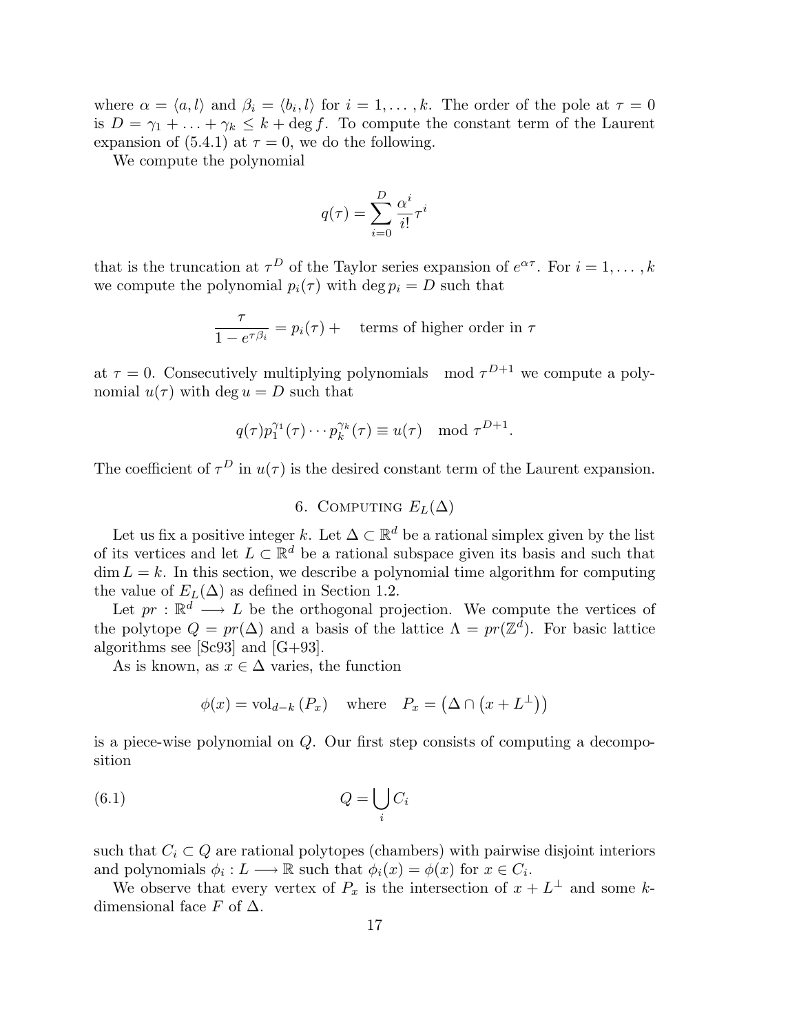where $\alpha = \langle a, l \rangle$ and $\beta_i = \langle b_i, l \rangle$ for $i = 1, \ldots, k$. The order of the pole at $\tau = 0$ is $D = \gamma_1 + \ldots + \gamma_k \leq k + \deg f$. To compute the constant term of the Laurent expansion of (5.4.1) at $\tau = 0$, we do the following.

We compute the polynomial

$$q(\tau) = \sum_{i=0}^{D} \frac{\alpha^i}{i!} \tau^i$$

that is the truncation at $\tau^D$ of the Taylor series expansion of $e^{\alpha \tau}$. For $i = 1, \ldots, k$ we compute the polynomial $p_i(\tau)$ with $\deg p_i = D$ such that

$$\frac{\tau}{1 - e^{\tau \beta_i}} = p_i(\tau) + \quad \text{terms of higher order in } \tau$$

at $\tau = 0$. Consecutively multiplying polynomials $\mod \tau^{D+1}$ we compute a polynomial $u(\tau)$ with $\deg u = D$ such that

$$q(\tau) p_1^{\gamma_1}(\tau) \cdots p_k^{\gamma_k}(\tau) \equiv u(\tau) \mod \tau^{D+1}.$$

The coefficient of $\tau^D$ in $u(\tau)$ is the desired constant term of the Laurent expansion.

## 6. Computing $E_L(\Delta)$

Let us fix a positive integer $k$. Let $\Delta \subset \mathbb{R}^d$ be a rational simplex given by the list of its vertices and let $L \subset \mathbb{R}^d$ be a rational subspace given its basis and such that $\dim L = k$. In this section, we describe a polynomial time algorithm for computing the value of $E_L(\Delta)$ as defined in Section 1.2.

Let $pr : \mathbb{R}^d \longrightarrow L$ be the orthogonal projection. We compute the vertices of the polytope $Q = pr(\Delta)$ and a basis of the lattice $\Lambda = pr(\mathbb{Z}^d)$. For basic lattice algorithms see [Sc93] and [G+93].

As is known, as $x \in \Delta$ varies, the function

$$\phi(x) = \operatorname{vol}_{d-k}(P_x) \quad \text{where} \quad P_x = \left(\Delta \cap \left(x + L^{\perp}\right)\right)$$

is a piece-wise polynomial on $Q$. Our first step consists of computing a decomposition

$$Q = \bigcup_i C_i \tag{6.1}$$

such that $C_i \subset Q$ are rational polytopes (chambers) with pairwise disjoint interiors and polynomials $\phi_i : L \longrightarrow \mathbb{R}$ such that $\phi_i(x) = \phi(x)$ for $x \in C_i$.

We observe that every vertex of $P_x$ is the intersection of $x + L^{\perp}$ and some $k$-dimensional face $F$ of $\Delta$.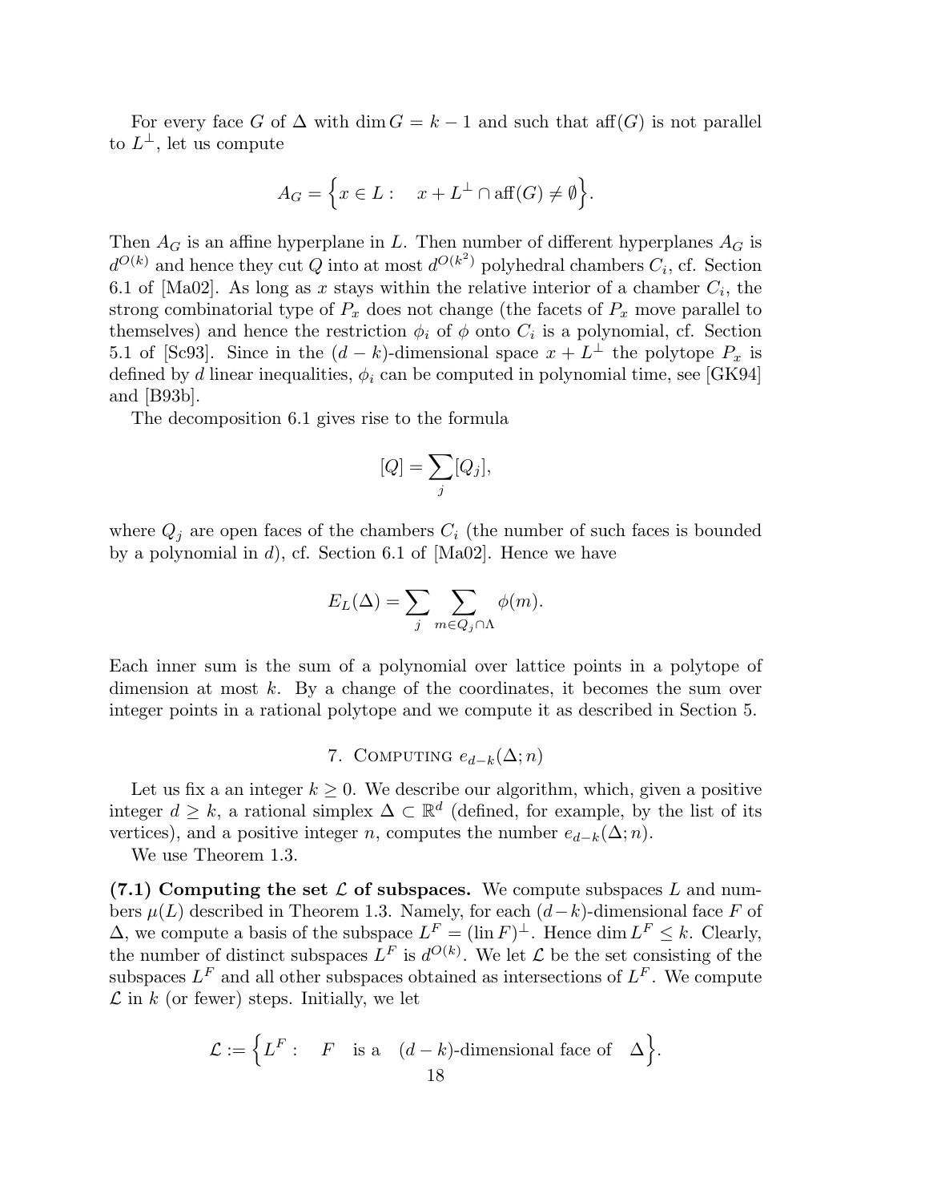For every face $G$ of $\Delta$ with $\dim G = k-1$ and such that $\operatorname{aff}(G)$ is not parallel to $L^\perp$, let us compute

$$A_G = \Big\{ x \in L : \quad x + L^\perp \cap \operatorname{aff}(G) \neq \emptyset \Big\}.$$

Then $A_G$ is an affine hyperplane in $L$. Then number of different hyperplanes $A_G$ is $d^{O(k)}$ and hence they cut $Q$ into at most $d^{O(k^2)}$ polyhedral chambers $C_i$, cf. Section 6.1 of [Ma02]. As long as $x$ stays within the relative interior of a chamber $C_i$, the strong combinatorial type of $P_x$ does not change (the facets of $P_x$ move parallel to themselves) and hence the restriction $\phi_i$ of $\phi$ onto $C_i$ is a polynomial, cf. Section 5.1 of [Sc93]. Since in the $(d-k)$-dimensional space $x + L^\perp$ the polytope $P_x$ is defined by $d$ linear inequalities, $\phi_i$ can be computed in polynomial time, see [GK94] and [B93b].

The decomposition 6.1 gives rise to the formula

$$[Q] = \sum_j [Q_j],$$

where $Q_j$ are open faces of the chambers $C_i$ (the number of such faces is bounded by a polynomial in $d$), cf. Section 6.1 of [Ma02]. Hence we have

$$E_L(\Delta) = \sum_j \sum_{m \in Q_j \cap \Lambda} \phi(m).$$

Each inner sum is the sum of a polynomial over lattice points in a polytope of dimension at most $k$. By a change of the coordinates, it becomes the sum over integer points in a rational polytope and we compute it as described in Section 5.

## 7. Computing $e_{d-k}(\Delta; n)$

Let us fix a an integer $k \geq 0$. We describe our algorithm, which, given a positive integer $d \geq k$, a rational simplex $\Delta \subset \mathbb{R}^d$ (defined, for example, by the list of its vertices), and a positive integer $n$, computes the number $e_{d-k}(\Delta; n)$.

We use Theorem 1.3.

**(7.1) Computing the set $\mathcal{L}$ of subspaces.** We compute subspaces $L$ and numbers $\mu(L)$ described in Theorem 1.3. Namely, for each $(d-k)$-dimensional face $F$ of $\Delta$, we compute a basis of the subspace $L^F = (\operatorname{lin} F)^\perp$. Hence $\dim L^F \leq k$. Clearly, the number of distinct subspaces $L^F$ is $d^{O(k)}$. We let $\mathcal{L}$ be the set consisting of the subspaces $L^F$ and all other subspaces obtained as intersections of $L^F$. We compute $\mathcal{L}$ in $k$ (or fewer) steps. Initially, we let

$$\mathcal{L} := \Big\{ L^F : \quad F \quad \text{is a} \quad (d-k)\text{-dimensional face of} \quad \Delta \Big\}.$$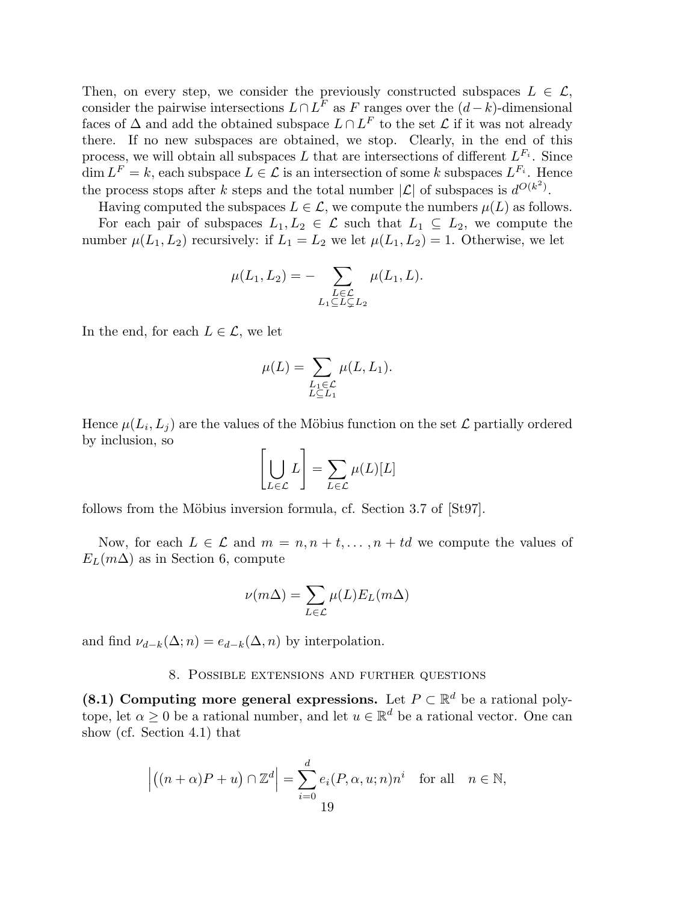Then, on every step, we consider the previously constructed subspaces $L \in \mathcal{L}$, consider the pairwise intersections $L \cap L^F$ as $F$ ranges over the $(d-k)$-dimensional faces of $\Delta$ and add the obtained subspace $L \cap L^F$ to the set $\mathcal{L}$ if it was not already there. If no new subspaces are obtained, we stop. Clearly, in the end of this process, we will obtain all subspaces $L$ that are intersections of different $L^{F_i}$. Since $\dim L^F = k$, each subspace $L \in \mathcal{L}$ is an intersection of some $k$ subspaces $L^{F_i}$. Hence the process stops after $k$ steps and the total number $|\mathcal{L}|$ of subspaces is $d^{O(k^2)}$.

Having computed the subspaces $L \in \mathcal{L}$, we compute the numbers $\mu(L)$ as follows.

For each pair of subspaces $L_1, L_2 \in \mathcal{L}$ such that $L_1 \subseteq L_2$, we compute the number $\mu(L_1, L_2)$ recursively: if $L_1 = L_2$ we let $\mu(L_1, L_2) = 1$. Otherwise, we let

$$\mu(L_1, L_2) = -\sum_{\substack{L \in \mathcal{L} \\ L_1 \subseteq L \subsetneq L_2}} \mu(L_1, L).$$

In the end, for each $L \in \mathcal{L}$, we let

$$\mu(L) = \sum_{\substack{L_1 \in \mathcal{L} \\ L \subseteq L_1}} \mu(L, L_1).$$

Hence $\mu(L_i, L_j)$ are the values of the Möbius function on the set $\mathcal{L}$ partially ordered by inclusion, so

$$\left[\bigcup_{L \in \mathcal{L}} L\right] = \sum_{L \in \mathcal{L}} \mu(L)[L]$$

follows from the Möbius inversion formula, cf. Section 3.7 of [St97].

Now, for each $L \in \mathcal{L}$ and $m = n, n+t, \ldots, n+td$ we compute the values of $E_L(m\Delta)$ as in Section 6, compute

$$\nu(m\Delta) = \sum_{L \in \mathcal{L}} \mu(L) E_L(m\Delta)$$

and find $\nu_{d-k}(\Delta; n) = e_{d-k}(\Delta, n)$ by interpolation.

## 8. Possible extensions and further questions

**(8.1) Computing more general expressions.** Let $P \subset \mathbb{R}^d$ be a rational polytope, let $\alpha \geq 0$ be a rational number, and let $u \in \mathbb{R}^d$ be a rational vector. One can show (cf. Section 4.1) that

$$\left| \big((n+\alpha)P + u\big) \cap \mathbb{Z}^d \right| = \sum_{i=0}^{d} e_i(P, \alpha, u; n) n^i \quad \text{for all} \quad n \in \mathbb{N},$$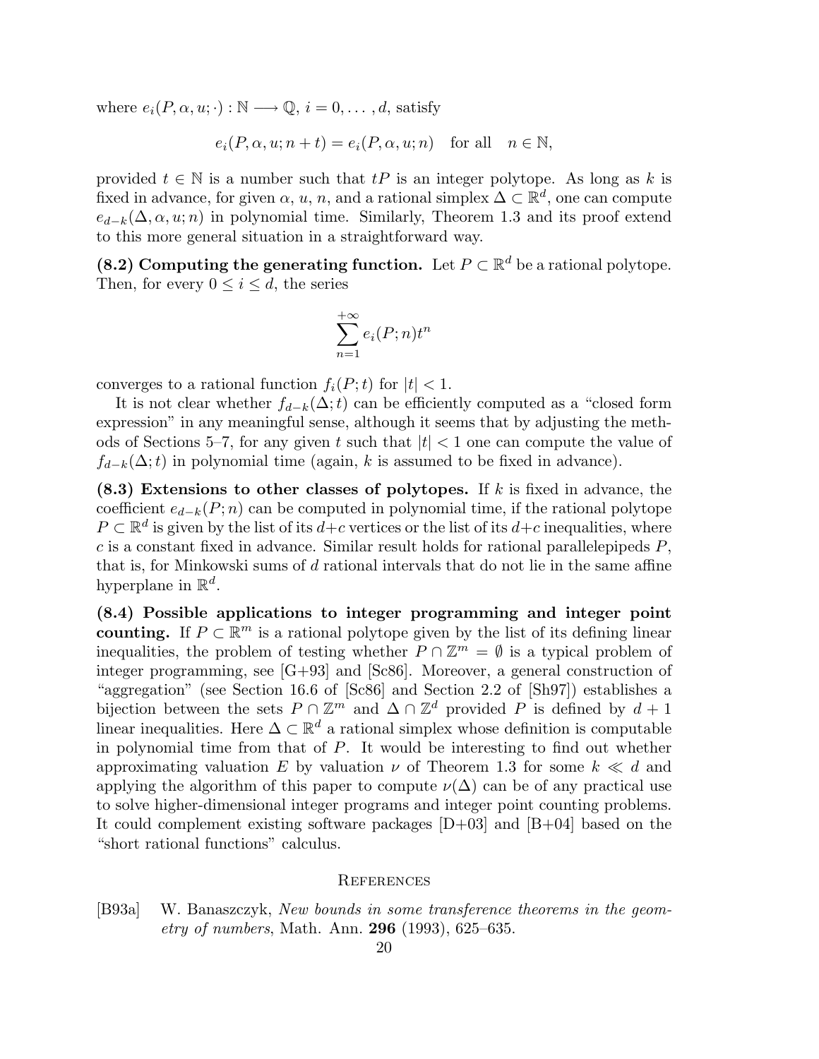where $e_i(P, \alpha, u; \cdot) : \mathbb{N} \longrightarrow \mathbb{Q}$, $i = 0, \ldots, d$, satisfy

$$e_i(P, \alpha, u; n + t) = e_i(P, \alpha, u; n) \quad \text{for all} \quad n \in \mathbb{N},$$

provided $t \in \mathbb{N}$ is a number such that $tP$ is an integer polytope. As long as $k$ is fixed in advance, for given $\alpha$, $u$, $n$, and a rational simplex $\Delta \subset \mathbb{R}^d$, one can compute $e_{d-k}(\Delta, \alpha, u; n)$ in polynomial time. Similarly, Theorem 1.3 and its proof extend to this more general situation in a straightforward way.

**(8.2) Computing the generating function.** Let $P \subset \mathbb{R}^d$ be a rational polytope. Then, for every $0 \leq i \leq d$, the series

$$\sum_{n=1}^{+\infty} e_i(P; n) t^n$$

converges to a rational function $f_i(P; t)$ for $|t| < 1$.

It is not clear whether $f_{d-k}(\Delta; t)$ can be efficiently computed as a "closed form expression" in any meaningful sense, although it seems that by adjusting the methods of Sections 5–7, for any given $t$ such that $|t| < 1$ one can compute the value of $f_{d-k}(\Delta; t)$ in polynomial time (again, $k$ is assumed to be fixed in advance).

**(8.3) Extensions to other classes of polytopes.** If $k$ is fixed in advance, the coefficient $e_{d-k}(P; n)$ can be computed in polynomial time, if the rational polytope $P \subset \mathbb{R}^d$ is given by the list of its $d+c$ vertices or the list of its $d+c$ inequalities, where $c$ is a constant fixed in advance. Similar result holds for rational parallelepipeds $P$, that is, for Minkowski sums of $d$ rational intervals that do not lie in the same affine hyperplane in $\mathbb{R}^d$.

**(8.4) Possible applications to integer programming and integer point counting.** If $P \subset \mathbb{R}^m$ is a rational polytope given by the list of its defining linear inequalities, the problem of testing whether $P \cap \mathbb{Z}^m = \emptyset$ is a typical problem of integer programming, see [G+93] and [Sc86]. Moreover, a general construction of "aggregation" (see Section 16.6 of [Sc86] and Section 2.2 of [Sh97]) establishes a bijection between the sets $P \cap \mathbb{Z}^m$ and $\Delta \cap \mathbb{Z}^d$ provided $P$ is defined by $d + 1$ linear inequalities. Here $\Delta \subset \mathbb{R}^d$ a rational simplex whose definition is computable in polynomial time from that of $P$. It would be interesting to find out whether approximating valuation $E$ by valuation $\nu$ of Theorem 1.3 for some $k \ll d$ and applying the algorithm of this paper to compute $\nu(\Delta)$ can be of any practical use to solve higher-dimensional integer programs and integer point counting problems. It could complement existing software packages [D+03] and [B+04] based on the "short rational functions" calculus.

## References

[B93a] W. Banaszczyk, *New bounds in some transference theorems in the geometry of numbers*, Math. Ann. **296** (1993), 625–635.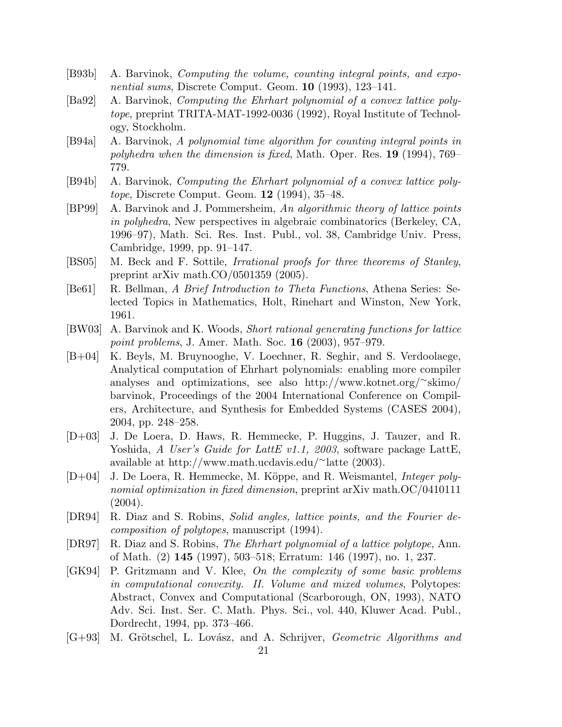[B93b] A. Barvinok, *Computing the volume, counting integral points, and exponential sums*, Discrete Comput. Geom. **10** (1993), 123–141.

[Ba92] A. Barvinok, *Computing the Ehrhart polynomial of a convex lattice polytope*, preprint TRITA-MAT-1992-0036 (1992), Royal Institute of Technology, Stockholm.

[B94a] A. Barvinok, *A polynomial time algorithm for counting integral points in polyhedra when the dimension is fixed*, Math. Oper. Res. **19** (1994), 769–779.

[B94b] A. Barvinok, *Computing the Ehrhart polynomial of a convex lattice polytope*, Discrete Comput. Geom. **12** (1994), 35–48.

[BP99] A. Barvinok and J. Pommersheim, *An algorithmic theory of lattice points in polyhedra*, New perspectives in algebraic combinatorics (Berkeley, CA, 1996–97), Math. Sci. Res. Inst. Publ., vol. 38, Cambridge Univ. Press, Cambridge, 1999, pp. 91–147.

[BS05] M. Beck and F. Sottile, *Irrational proofs for three theorems of Stanley*, preprint arXiv math.CO/0501359 (2005).

[Be61] R. Bellman, *A Brief Introduction to Theta Functions*, Athena Series: Selected Topics in Mathematics, Holt, Rinehart and Winston, New York, 1961.

[BW03] A. Barvinok and K. Woods, *Short rational generating functions for lattice point problems*, J. Amer. Math. Soc. **16** (2003), 957–979.

[B+04] K. Beyls, M. Bruynooghe, V. Loechner, R. Seghir, and S. Verdoolaege, Analytical computation of Ehrhart polynomials: enabling more compiler analyses and optimizations, see also http://www.kotnet.org/~skimo/barvinok, Proceedings of the 2004 International Conference on Compilers, Architecture, and Synthesis for Embedded Systems (CASES 2004), 2004, pp. 248–258.

[D+03] J. De Loera, D. Haws, R. Hemmecke, P. Huggins, J. Tauzer, and R. Yoshida, *A User's Guide for LattE v1.1, 2003*, software package LattE, available at http://www.math.ucdavis.edu/~latte (2003).

[D+04] J. De Loera, R. Hemmecke, M. Köppe, and R. Weismantel, *Integer polynomial optimization in fixed dimension*, preprint arXiv math.OC/0410111 (2004).

[DR94] R. Diaz and S. Robins, *Solid angles, lattice points, and the Fourier decomposition of polytopes*, manuscript (1994).

[DR97] R. Diaz and S. Robins, *The Ehrhart polynomial of a lattice polytope*, Ann. of Math. (2) **145** (1997), 503–518; Erratum: 146 (1997), no. 1, 237.

[GK94] P. Gritzmann and V. Klee, *On the complexity of some basic problems in computational convexity. II. Volume and mixed volumes*, Polytopes: Abstract, Convex and Computational (Scarborough, ON, 1993), NATO Adv. Sci. Inst. Ser. C. Math. Phys. Sci., vol. 440, Kluwer Acad. Publ., Dordrecht, 1994, pp. 373–466.

[G+93] M. Grötschel, L. Lovász, and A. Schrijver, *Geometric Algorithms and*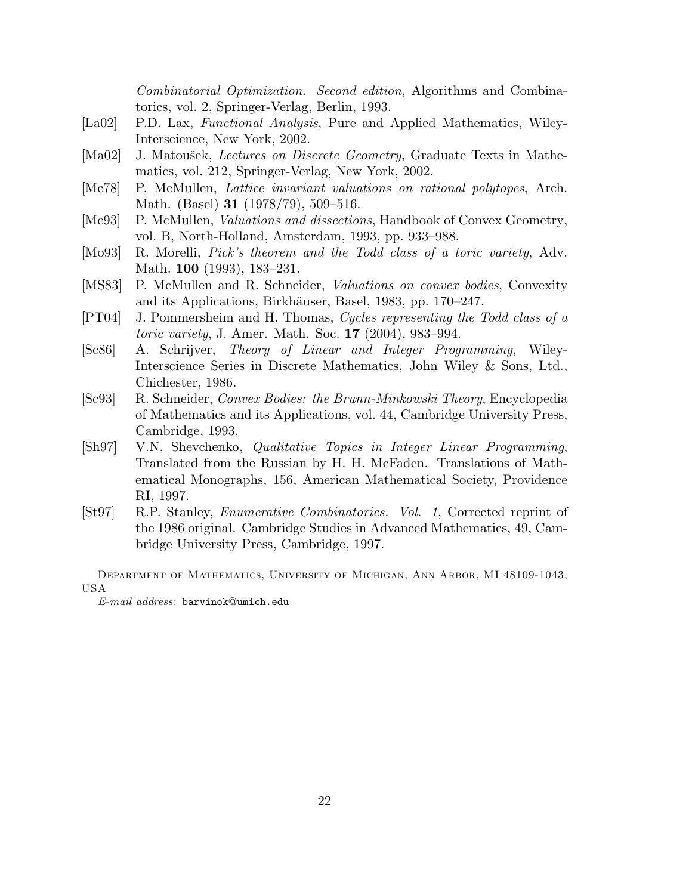*Combinatorial Optimization. Second edition*, Algorithms and Combinatorics, vol. 2, Springer-Verlag, Berlin, 1993.

[La02] P.D. Lax, *Functional Analysis*, Pure and Applied Mathematics, Wiley-Interscience, New York, 2002.

[Ma02] J. Matoušek, *Lectures on Discrete Geometry*, Graduate Texts in Mathematics, vol. 212, Springer-Verlag, New York, 2002.

[Mc78] P. McMullen, *Lattice invariant valuations on rational polytopes*, Arch. Math. (Basel) **31** (1978/79), 509–516.

[Mc93] P. McMullen, *Valuations and dissections*, Handbook of Convex Geometry, vol. B, North-Holland, Amsterdam, 1993, pp. 933–988.

[Mo93] R. Morelli, *Pick's theorem and the Todd class of a toric variety*, Adv. Math. **100** (1993), 183–231.

[MS83] P. McMullen and R. Schneider, *Valuations on convex bodies*, Convexity and its Applications, Birkhäuser, Basel, 1983, pp. 170–247.

[PT04] J. Pommersheim and H. Thomas, *Cycles representing the Todd class of a toric variety*, J. Amer. Math. Soc. **17** (2004), 983–994.

[Sc86] A. Schrijver, *Theory of Linear and Integer Programming*, Wiley-Interscience Series in Discrete Mathematics, John Wiley & Sons, Ltd., Chichester, 1986.

[Sc93] R. Schneider, *Convex Bodies: the Brunn-Minkowski Theory*, Encyclopedia of Mathematics and its Applications, vol. 44, Cambridge University Press, Cambridge, 1993.

[Sh97] V.N. Shevchenko, *Qualitative Topics in Integer Linear Programming*, Translated from the Russian by H. H. McFaden. Translations of Mathematical Monographs, 156, American Mathematical Society, Providence RI, 1997.

[St97] R.P. Stanley, *Enumerative Combinatorics. Vol. 1*, Corrected reprint of the 1986 original. Cambridge Studies in Advanced Mathematics, 49, Cambridge University Press, Cambridge, 1997.

Department of Mathematics, University of Michigan, Ann Arbor, MI 48109-1043, USA

*E-mail address*: barvinok@umich.edu